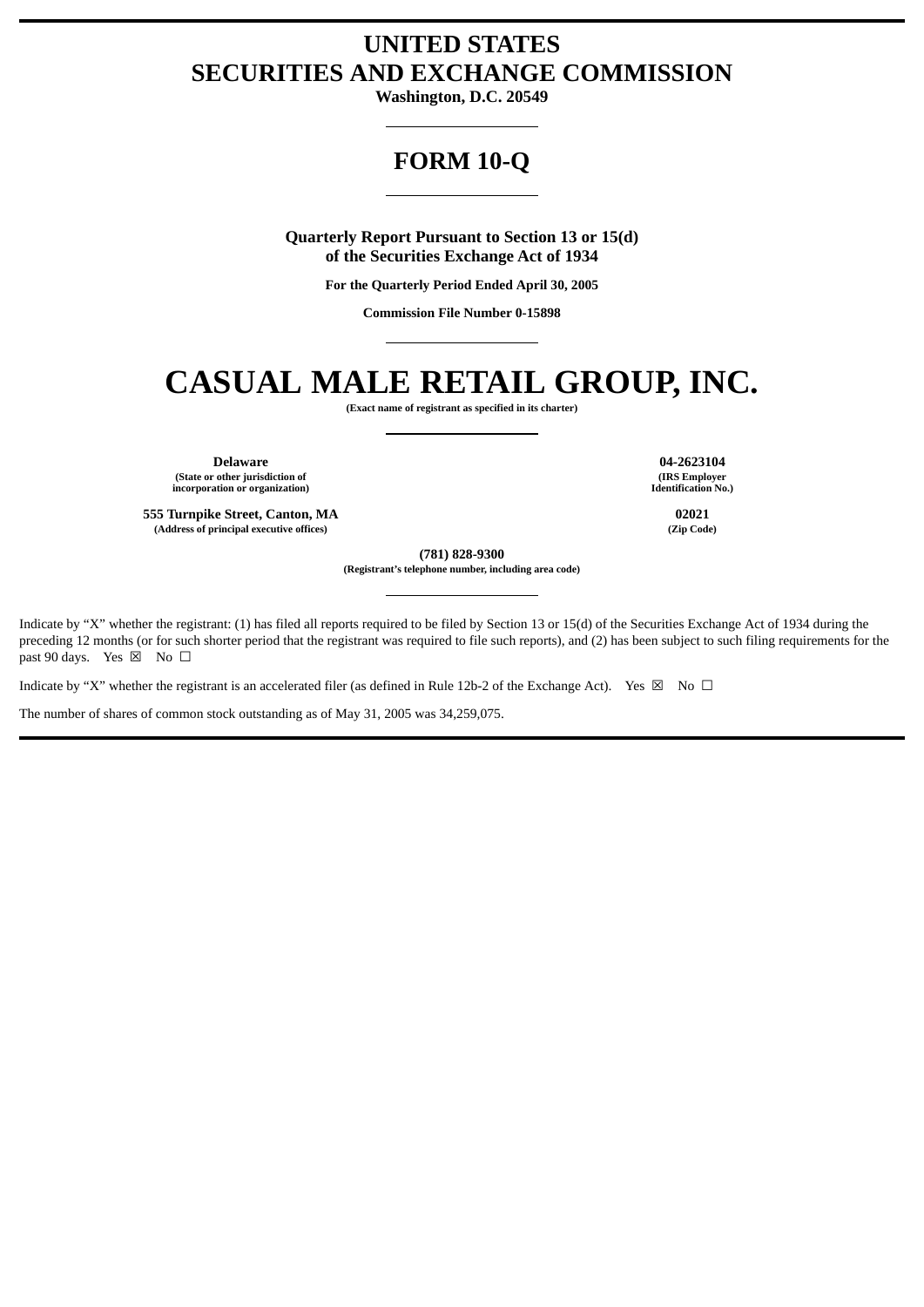# UNITED STATES
# SECURITIES AND EXCHANGE COMMISSION

**Washington, D.C. 20549**

## FORM 10-Q

**Quarterly Report Pursuant to Section 13 or 15(d)**
**of the Securities Exchange Act of 1934**

**For the Quarterly Period Ended April 30, 2005**

**Commission File Number 0-15898**

# CASUAL MALE RETAIL GROUP, INC.

**(Exact name of registrant as specified in its charter)**

| | |
|---|---|
| **Delaware** | **04-2623104** |
| **(State or other jurisdiction of incorporation or organization)** | **(IRS Employer Identification No.)** |
| **555 Turnpike Street, Canton, MA** | **02021** |
| **(Address of principal executive offices)** | **(Zip Code)** |

**(781) 828-9300**
**(Registrant's telephone number, including area code)**

Indicate by "X" whether the registrant: (1) has filed all reports required to be filed by Section 13 or 15(d) of the Securities Exchange Act of 1934 during the preceding 12 months (or for such shorter period that the registrant was required to file such reports), and (2) has been subject to such filing requirements for the past 90 days. Yes ☒ No ☐

Indicate by "X" whether the registrant is an accelerated filer (as defined in Rule 12b-2 of the Exchange Act). Yes ☒ No ☐

The number of shares of common stock outstanding as of May 31, 2005 was 34,259,075.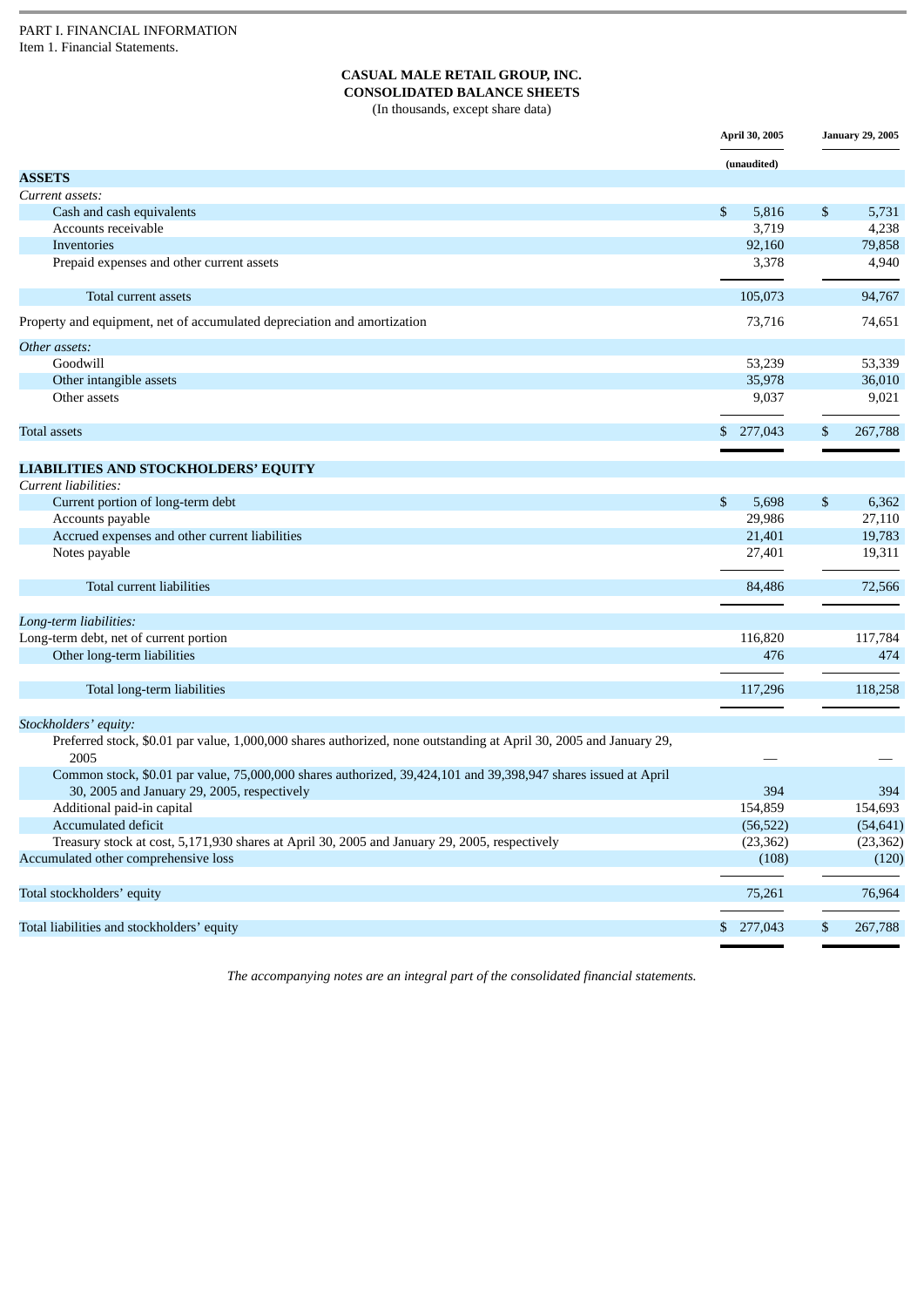PART I. FINANCIAL INFORMATION
Item 1. Financial Statements.

**CASUAL MALE RETAIL GROUP, INC.**
**CONSOLIDATED BALANCE SHEETS**
(In thousands, except share data)

| | April 30, 2005 | January 29, 2005 |
|---|---|---|
| | (unaudited) | |
| **ASSETS** | | |
| *Current assets:* | | |
| Cash and cash equivalents | $ 5,816 | $ 5,731 |
| Accounts receivable | 3,719 | 4,238 |
| Inventories | 92,160 | 79,858 |
| Prepaid expenses and other current assets | 3,378 | 4,940 |
| Total current assets | 105,073 | 94,767 |
| Property and equipment, net of accumulated depreciation and amortization | 73,716 | 74,651 |
| *Other assets:* | | |
| Goodwill | 53,239 | 53,339 |
| Other intangible assets | 35,978 | 36,010 |
| Other assets | 9,037 | 9,021 |
| Total assets | $ 277,043 | $ 267,788 |
| **LIABILITIES AND STOCKHOLDERS' EQUITY** | | |
| *Current liabilities:* | | |
| Current portion of long-term debt | $ 5,698 | $ 6,362 |
| Accounts payable | 29,986 | 27,110 |
| Accrued expenses and other current liabilities | 21,401 | 19,783 |
| Notes payable | 27,401 | 19,311 |
| Total current liabilities | 84,486 | 72,566 |
| *Long-term liabilities:* | | |
| Long-term debt, net of current portion | 116,820 | 117,784 |
| Other long-term liabilities | 476 | 474 |
| Total long-term liabilities | 117,296 | 118,258 |
| *Stockholders' equity:* | | |
| Preferred stock, $0.01 par value, 1,000,000 shares authorized, none outstanding at April 30, 2005 and January 29, 2005 | — | — |
| Common stock, $0.01 par value, 75,000,000 shares authorized, 39,424,101 and 39,398,947 shares issued at April 30, 2005 and January 29, 2005, respectively | 394 | 394 |
| Additional paid-in capital | 154,859 | 154,693 |
| Accumulated deficit | (56,522) | (54,641) |
| Treasury stock at cost, 5,171,930 shares at April 30, 2005 and January 29, 2005, respectively | (23,362) | (23,362) |
| Accumulated other comprehensive loss | (108) | (120) |
| Total stockholders' equity | 75,261 | 76,964 |
| Total liabilities and stockholders' equity | $ 277,043 | $ 267,788 |

*The accompanying notes are an integral part of the consolidated financial statements.*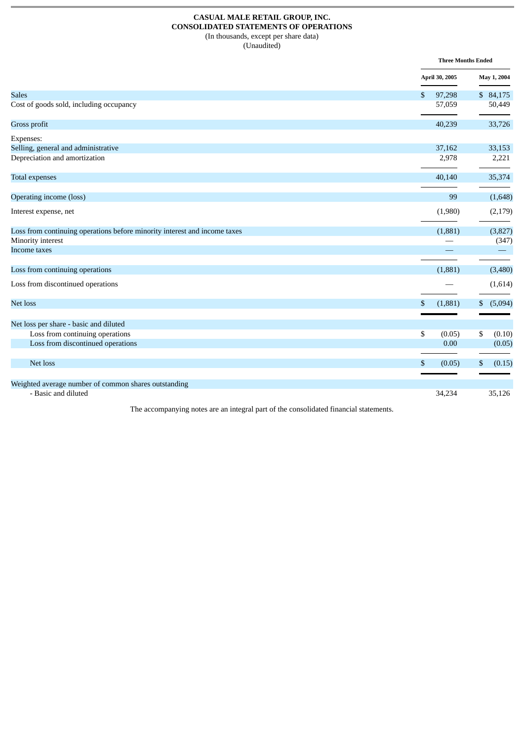**CASUAL MALE RETAIL GROUP, INC.**
**CONSOLIDATED STATEMENTS OF OPERATIONS**
(In thousands, except per share data)
(Unaudited)

| | Three Months Ended | |
|---|---|---|
| | April 30, 2005 | May 1, 2004 |
| Sales | $ 97,298 | $ 84,175 |
| Cost of goods sold, including occupancy | 57,059 | 50,449 |
| Gross profit | 40,239 | 33,726 |
| Expenses: | | |
| Selling, general and administrative | 37,162 | 33,153 |
| Depreciation and amortization | 2,978 | 2,221 |
| Total expenses | 40,140 | 35,374 |
| Operating income (loss) | 99 | (1,648) |
| Interest expense, net | (1,980) | (2,179) |
| Loss from continuing operations before minority interest and income taxes | (1,881) | (3,827) |
| Minority interest | — | (347) |
| Income taxes | — | — |
| Loss from continuing operations | (1,881) | (3,480) |
| Loss from discontinued operations | — | (1,614) |
| Net loss | $ (1,881) | $ (5,094) |
| Net loss per share - basic and diluted | | |
| Loss from continuing operations | $ (0.05) | $ (0.10) |
| Loss from discontinued operations | 0.00 | (0.05) |
| Net loss | $ (0.05) | $ (0.15) |
| Weighted average number of common shares outstanding | | |
| - Basic and diluted | 34,234 | 35,126 |

The accompanying notes are an integral part of the consolidated financial statements.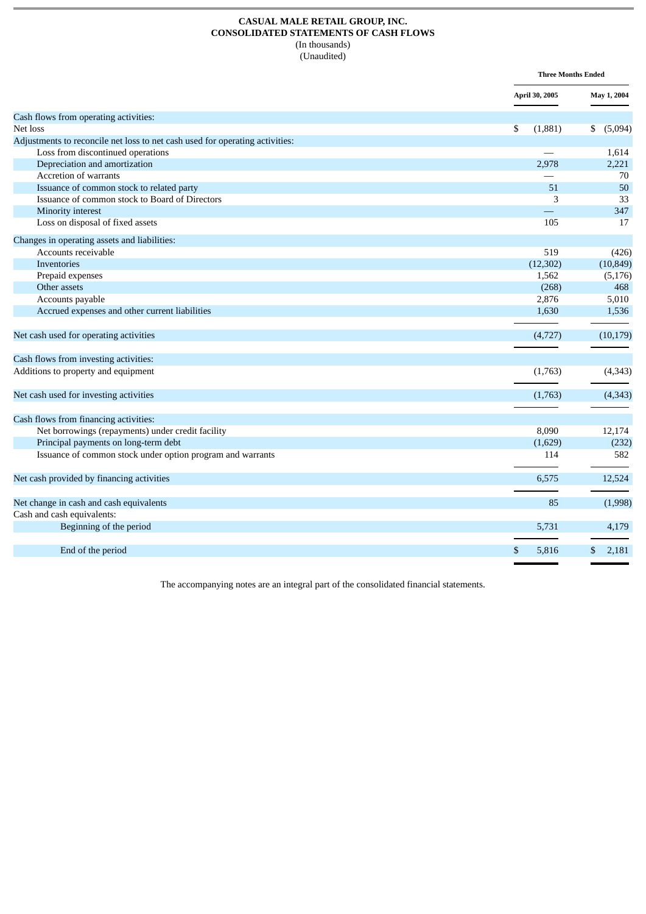**CASUAL MALE RETAIL GROUP, INC.**
**CONSOLIDATED STATEMENTS OF CASH FLOWS**
(In thousands)
(Unaudited)

| | Three Months Ended | |
|---|---|---|
| | April 30, 2005 | May 1, 2004 |
| Cash flows from operating activities: | | |
| Net loss | $ (1,881) | $ (5,094) |
| Adjustments to reconcile net loss to net cash used for operating activities: | | |
| Loss from discontinued operations | — | 1,614 |
| Depreciation and amortization | 2,978 | 2,221 |
| Accretion of warrants | — | 70 |
| Issuance of common stock to related party | 51 | 50 |
| Issuance of common stock to Board of Directors | 3 | 33 |
| Minority interest | — | 347 |
| Loss on disposal of fixed assets | 105 | 17 |
| Changes in operating assets and liabilities: | | |
| Accounts receivable | 519 | (426) |
| Inventories | (12,302) | (10,849) |
| Prepaid expenses | 1,562 | (5,176) |
| Other assets | (268) | 468 |
| Accounts payable | 2,876 | 5,010 |
| Accrued expenses and other current liabilities | 1,630 | 1,536 |
| Net cash used for operating activities | (4,727) | (10,179) |
| Cash flows from investing activities: | | |
| Additions to property and equipment | (1,763) | (4,343) |
| Net cash used for investing activities | (1,763) | (4,343) |
| Cash flows from financing activities: | | |
| Net borrowings (repayments) under credit facility | 8,090 | 12,174 |
| Principal payments on long-term debt | (1,629) | (232) |
| Issuance of common stock under option program and warrants | 114 | 582 |
| Net cash provided by financing activities | 6,575 | 12,524 |
| Net change in cash and cash equivalents | 85 | (1,998) |
| Cash and cash equivalents: | | |
| Beginning of the period | 5,731 | 4,179 |
| End of the period | $ 5,816 | $ 2,181 |

The accompanying notes are an integral part of the consolidated financial statements.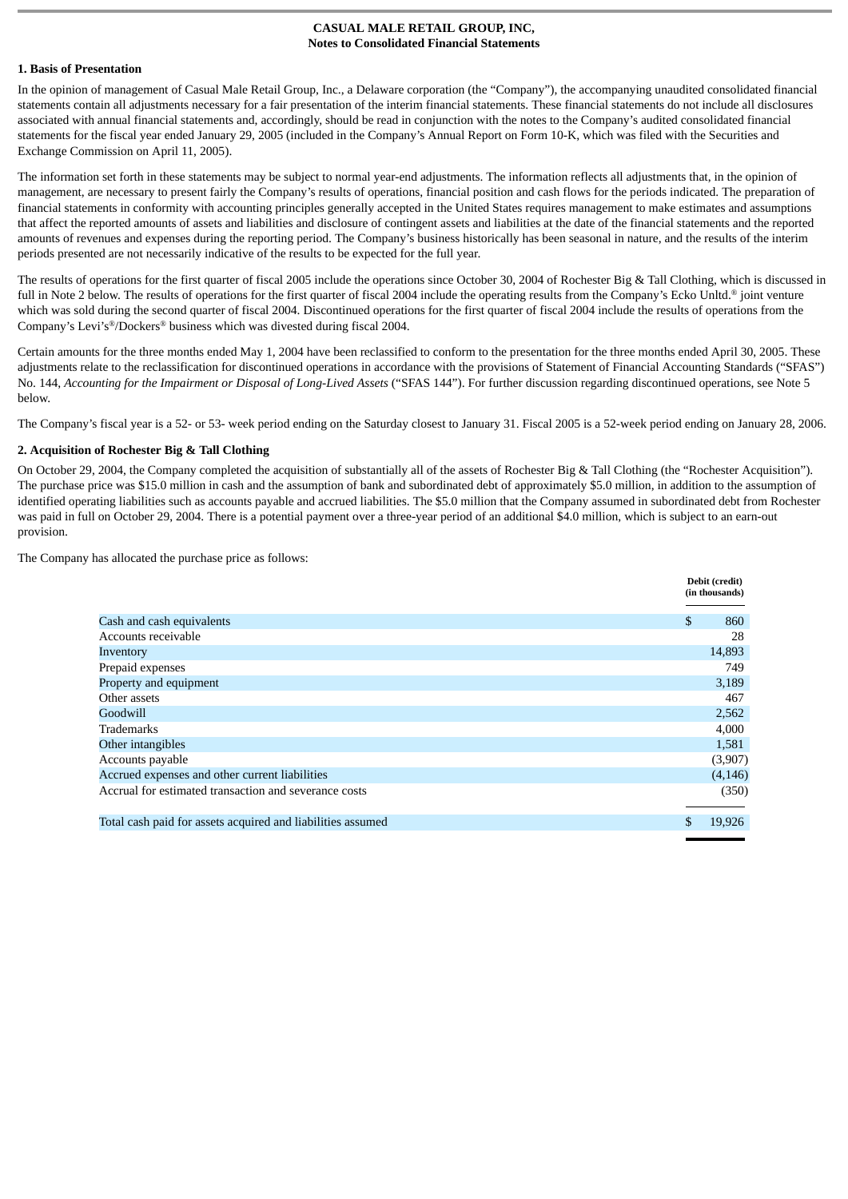**CASUAL MALE RETAIL GROUP, INC,**
**Notes to Consolidated Financial Statements**

**1. Basis of Presentation**

In the opinion of management of Casual Male Retail Group, Inc., a Delaware corporation (the "Company"), the accompanying unaudited consolidated financial statements contain all adjustments necessary for a fair presentation of the interim financial statements. These financial statements do not include all disclosures associated with annual financial statements and, accordingly, should be read in conjunction with the notes to the Company's audited consolidated financial statements for the fiscal year ended January 29, 2005 (included in the Company's Annual Report on Form 10-K, which was filed with the Securities and Exchange Commission on April 11, 2005).

The information set forth in these statements may be subject to normal year-end adjustments. The information reflects all adjustments that, in the opinion of management, are necessary to present fairly the Company's results of operations, financial position and cash flows for the periods indicated. The preparation of financial statements in conformity with accounting principles generally accepted in the United States requires management to make estimates and assumptions that affect the reported amounts of assets and liabilities and disclosure of contingent assets and liabilities at the date of the financial statements and the reported amounts of revenues and expenses during the reporting period. The Company's business historically has been seasonal in nature, and the results of the interim periods presented are not necessarily indicative of the results to be expected for the full year.

The results of operations for the first quarter of fiscal 2005 include the operations since October 30, 2004 of Rochester Big & Tall Clothing, which is discussed in full in Note 2 below. The results of operations for the first quarter of fiscal 2004 include the operating results from the Company's Ecko Unltd.® joint venture which was sold during the second quarter of fiscal 2004. Discontinued operations for the first quarter of fiscal 2004 include the results of operations from the Company's Levi's®/Dockers® business which was divested during fiscal 2004.

Certain amounts for the three months ended May 1, 2004 have been reclassified to conform to the presentation for the three months ended April 30, 2005. These adjustments relate to the reclassification for discontinued operations in accordance with the provisions of Statement of Financial Accounting Standards ("SFAS") No. 144, *Accounting for the Impairment or Disposal of Long-Lived Assets* ("SFAS 144"). For further discussion regarding discontinued operations, see Note 5 below.

The Company's fiscal year is a 52- or 53- week period ending on the Saturday closest to January 31. Fiscal 2005 is a 52-week period ending on January 28, 2006.

**2. Acquisition of Rochester Big & Tall Clothing**

On October 29, 2004, the Company completed the acquisition of substantially all of the assets of Rochester Big & Tall Clothing (the "Rochester Acquisition"). The purchase price was $15.0 million in cash and the assumption of bank and subordinated debt of approximately $5.0 million, in addition to the assumption of identified operating liabilities such as accounts payable and accrued liabilities. The $5.0 million that the Company assumed in subordinated debt from Rochester was paid in full on October 29, 2004. There is a potential payment over a three-year period of an additional $4.0 million, which is subject to an earn-out provision.

The Company has allocated the purchase price as follows:

| | Debit (credit) (in thousands) |
|---|---|
| Cash and cash equivalents | $ 860 |
| Accounts receivable | 28 |
| Inventory | 14,893 |
| Prepaid expenses | 749 |
| Property and equipment | 3,189 |
| Other assets | 467 |
| Goodwill | 2,562 |
| Trademarks | 4,000 |
| Other intangibles | 1,581 |
| Accounts payable | (3,907) |
| Accrued expenses and other current liabilities | (4,146) |
| Accrual for estimated transaction and severance costs | (350) |
| Total cash paid for assets acquired and liabilities assumed | $ 19,926 |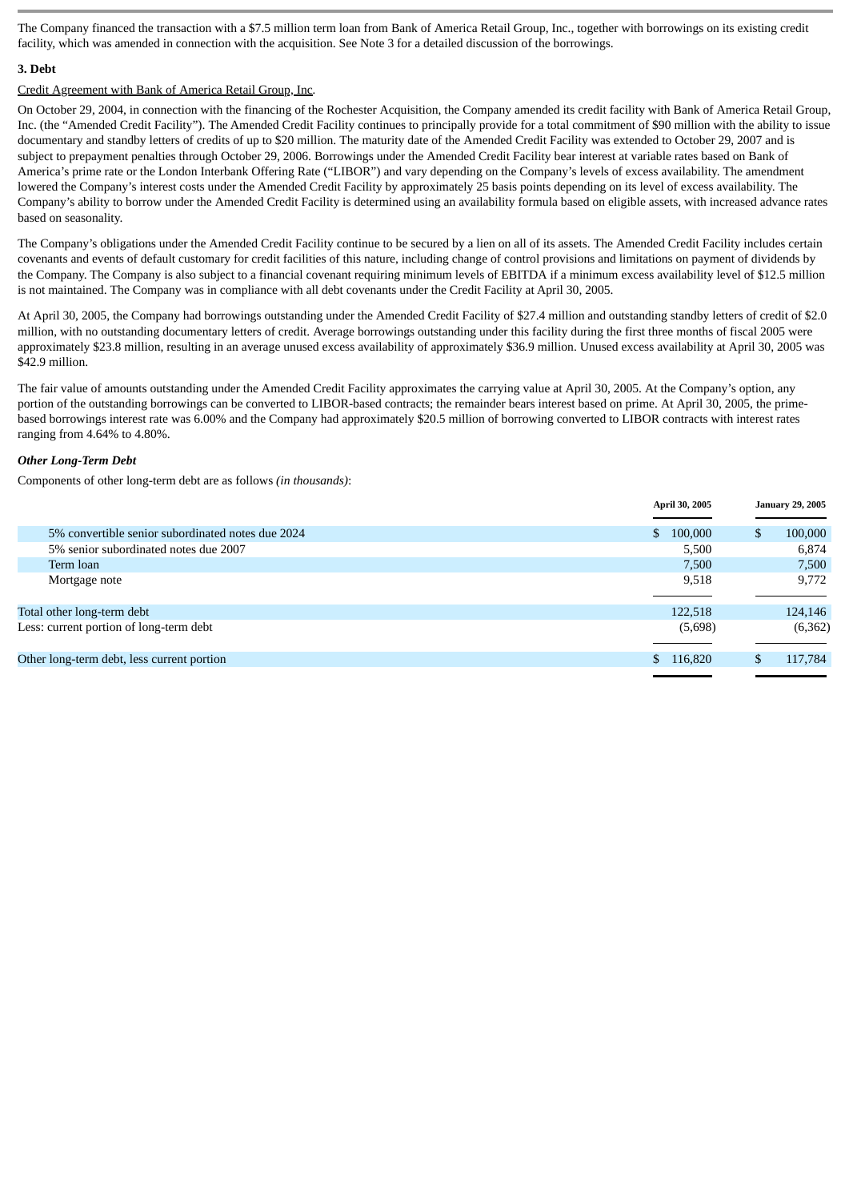The Company financed the transaction with a $7.5 million term loan from Bank of America Retail Group, Inc., together with borrowings on its existing credit facility, which was amended in connection with the acquisition. See Note 3 for a detailed discussion of the borrowings.

**3. Debt**

Credit Agreement with Bank of America Retail Group, Inc.

On October 29, 2004, in connection with the financing of the Rochester Acquisition, the Company amended its credit facility with Bank of America Retail Group, Inc. (the "Amended Credit Facility"). The Amended Credit Facility continues to principally provide for a total commitment of $90 million with the ability to issue documentary and standby letters of credits of up to $20 million. The maturity date of the Amended Credit Facility was extended to October 29, 2007 and is subject to prepayment penalties through October 29, 2006. Borrowings under the Amended Credit Facility bear interest at variable rates based on Bank of America's prime rate or the London Interbank Offering Rate ("LIBOR") and vary depending on the Company's levels of excess availability. The amendment lowered the Company's interest costs under the Amended Credit Facility by approximately 25 basis points depending on its level of excess availability. The Company's ability to borrow under the Amended Credit Facility is determined using an availability formula based on eligible assets, with increased advance rates based on seasonality.

The Company's obligations under the Amended Credit Facility continue to be secured by a lien on all of its assets. The Amended Credit Facility includes certain covenants and events of default customary for credit facilities of this nature, including change of control provisions and limitations on payment of dividends by the Company. The Company is also subject to a financial covenant requiring minimum levels of EBITDA if a minimum excess availability level of $12.5 million is not maintained. The Company was in compliance with all debt covenants under the Credit Facility at April 30, 2005.

At April 30, 2005, the Company had borrowings outstanding under the Amended Credit Facility of $27.4 million and outstanding standby letters of credit of $2.0 million, with no outstanding documentary letters of credit. Average borrowings outstanding under this facility during the first three months of fiscal 2005 were approximately $23.8 million, resulting in an average unused excess availability of approximately $36.9 million. Unused excess availability at April 30, 2005 was $42.9 million.

The fair value of amounts outstanding under the Amended Credit Facility approximates the carrying value at April 30, 2005. At the Company's option, any portion of the outstanding borrowings can be converted to LIBOR-based contracts; the remainder bears interest based on prime. At April 30, 2005, the prime-based borrowings interest rate was 6.00% and the Company had approximately $20.5 million of borrowing converted to LIBOR contracts with interest rates ranging from 4.64% to 4.80%.

***Other Long-Term Debt***

Components of other long-term debt are as follows *(in thousands)*:

| | April 30, 2005 | January 29, 2005 |
|---|---|---|
| 5% convertible senior subordinated notes due 2024 | $ 100,000 | $ 100,000 |
| 5% senior subordinated notes due 2007 | 5,500 | 6,874 |
| Term loan | 7,500 | 7,500 |
| Mortgage note | 9,518 | 9,772 |
| Total other long-term debt | 122,518 | 124,146 |
| Less: current portion of long-term debt | (5,698) | (6,362) |
| Other long-term debt, less current portion | $ 116,820 | $ 117,784 |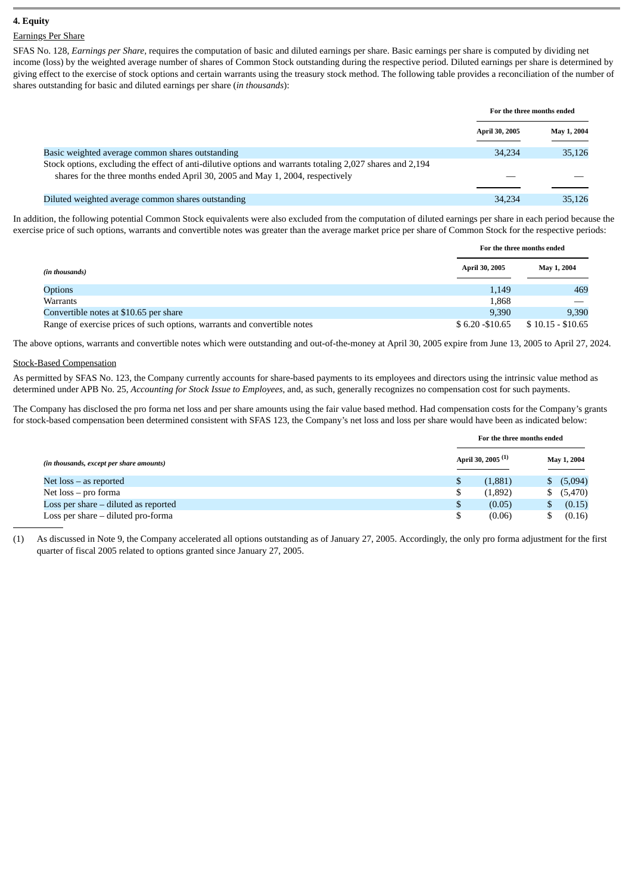**4. Equity**

Earnings Per Share

SFAS No. 128, *Earnings per Share*, requires the computation of basic and diluted earnings per share. Basic earnings per share is computed by dividing net income (loss) by the weighted average number of shares of Common Stock outstanding during the respective period. Diluted earnings per share is determined by giving effect to the exercise of stock options and certain warrants using the treasury stock method. The following table provides a reconciliation of the number of shares outstanding for basic and diluted earnings per share (*in thousands*):

| | For the three months ended | |
|---|---|---|
| | April 30, 2005 | May 1, 2004 |
| Basic weighted average common shares outstanding | 34,234 | 35,126 |
| Stock options, excluding the effect of anti-dilutive options and warrants totaling 2,027 shares and 2,194 shares for the three months ended April 30, 2005 and May 1, 2004, respectively | — | — |
| Diluted weighted average common shares outstanding | 34,234 | 35,126 |

In addition, the following potential Common Stock equivalents were also excluded from the computation of diluted earnings per share in each period because the exercise price of such options, warrants and convertible notes was greater than the average market price per share of Common Stock for the respective periods:

| | For the three months ended | |
|---|---|---|
| *(in thousands)* | April 30, 2005 | May 1, 2004 |
| Options | 1,149 | 469 |
| Warrants | 1,868 | — |
| Convertible notes at $10.65 per share | 9,390 | 9,390 |
| Range of exercise prices of such options, warrants and convertible notes | $ 6.20 -$10.65 | $ 10.15 - $10.65 |

The above options, warrants and convertible notes which were outstanding and out-of-the-money at April 30, 2005 expire from June 13, 2005 to April 27, 2024.

Stock-Based Compensation

As permitted by SFAS No. 123, the Company currently accounts for share-based payments to its employees and directors using the intrinsic value method as determined under APB No. 25, *Accounting for Stock Issue to Employees*, and, as such, generally recognizes no compensation cost for such payments.

The Company has disclosed the pro forma net loss and per share amounts using the fair value based method. Had compensation costs for the Company's grants for stock-based compensation been determined consistent with SFAS 123, the Company's net loss and loss per share would have been as indicated below:

| | For the three months ended | |
|---|---|---|
| *(in thousands, except per share amounts)* | April 30, 2005 (1) | May 1, 2004 |
| Net loss – as reported | $ (1,881) | $ (5,094) |
| Net loss – pro forma | $ (1,892) | $ (5,470) |
| Loss per share – diluted as reported | $ (0.05) | $ (0.15) |
| Loss per share – diluted pro-forma | $ (0.06) | $ (0.16) |

(1) As discussed in Note 9, the Company accelerated all options outstanding as of January 27, 2005. Accordingly, the only pro forma adjustment for the first quarter of fiscal 2005 related to options granted since January 27, 2005.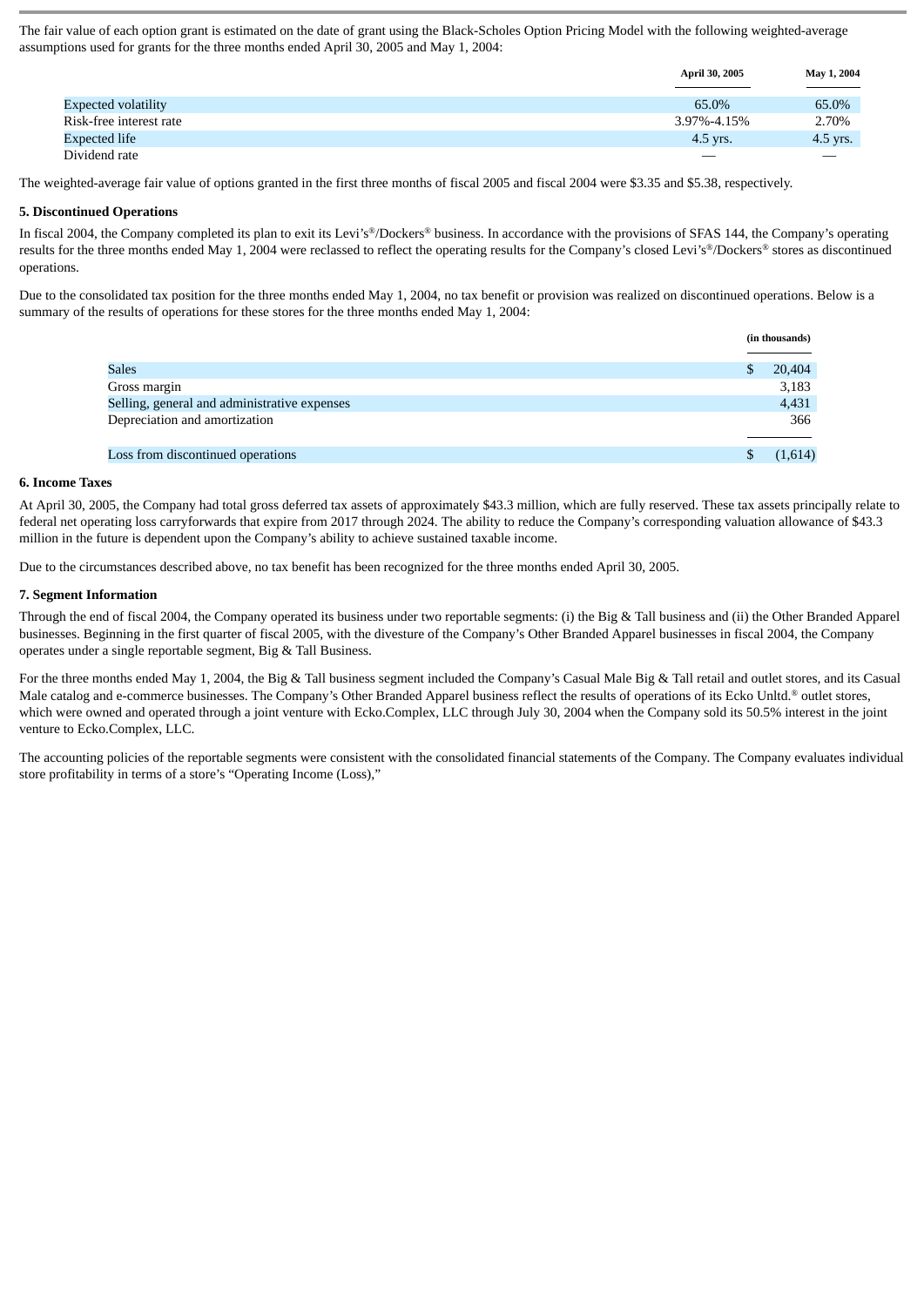The fair value of each option grant is estimated on the date of grant using the Black-Scholes Option Pricing Model with the following weighted-average assumptions used for grants for the three months ended April 30, 2005 and May 1, 2004:

| | April 30, 2005 | May 1, 2004 |
|---|---|---|
| Expected volatility | 65.0% | 65.0% |
| Risk-free interest rate | 3.97%-4.15% | 2.70% |
| Expected life | 4.5 yrs. | 4.5 yrs. |
| Dividend rate | — | — |

The weighted-average fair value of options granted in the first three months of fiscal 2005 and fiscal 2004 were $3.35 and $5.38, respectively.

**5. Discontinued Operations**

In fiscal 2004, the Company completed its plan to exit its Levi's®/Dockers® business. In accordance with the provisions of SFAS 144, the Company's operating results for the three months ended May 1, 2004 were reclassed to reflect the operating results for the Company's closed Levi's®/Dockers® stores as discontinued operations.

Due to the consolidated tax position for the three months ended May 1, 2004, no tax benefit or provision was realized on discontinued operations. Below is a summary of the results of operations for these stores for the three months ended May 1, 2004:

| | (in thousands) |
|---|---|
| Sales | $ 20,404 |
| Gross margin | 3,183 |
| Selling, general and administrative expenses | 4,431 |
| Depreciation and amortization | 366 |
| Loss from discontinued operations | $ (1,614) |

**6. Income Taxes**

At April 30, 2005, the Company had total gross deferred tax assets of approximately $43.3 million, which are fully reserved. These tax assets principally relate to federal net operating loss carryforwards that expire from 2017 through 2024. The ability to reduce the Company's corresponding valuation allowance of $43.3 million in the future is dependent upon the Company's ability to achieve sustained taxable income.

Due to the circumstances described above, no tax benefit has been recognized for the three months ended April 30, 2005.

**7. Segment Information**

Through the end of fiscal 2004, the Company operated its business under two reportable segments: (i) the Big & Tall business and (ii) the Other Branded Apparel businesses. Beginning in the first quarter of fiscal 2005, with the divesture of the Company's Other Branded Apparel businesses in fiscal 2004, the Company operates under a single reportable segment, Big & Tall Business.

For the three months ended May 1, 2004, the Big & Tall business segment included the Company's Casual Male Big & Tall retail and outlet stores, and its Casual Male catalog and e-commerce businesses. The Company's Other Branded Apparel business reflect the results of operations of its Ecko Unltd.® outlet stores, which were owned and operated through a joint venture with Ecko.Complex, LLC through July 30, 2004 when the Company sold its 50.5% interest in the joint venture to Ecko.Complex, LLC.

The accounting policies of the reportable segments were consistent with the consolidated financial statements of the Company. The Company evaluates individual store profitability in terms of a store's "Operating Income (Loss),"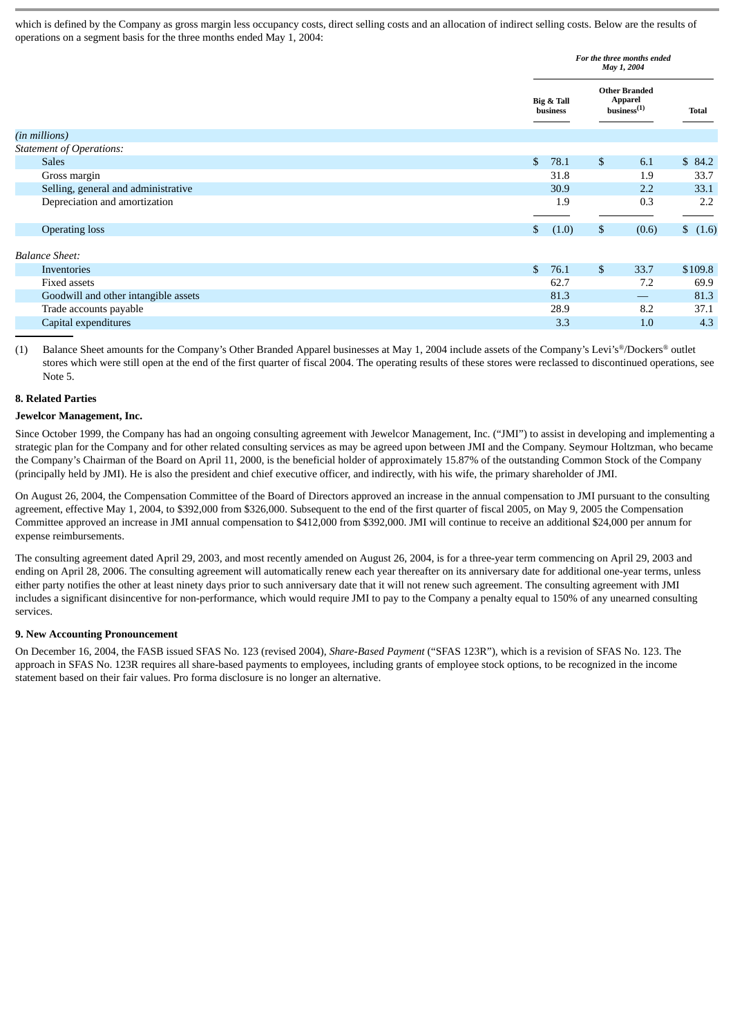which is defined by the Company as gross margin less occupancy costs, direct selling costs and an allocation of indirect selling costs. Below are the results of operations on a segment basis for the three months ended May 1, 2004:

| | *For the three months ended May 1, 2004* | | |
|---|---|---|---|
| | Big & Tall business | Other Branded Apparel business[(1)] | Total |
| *(in millions)* | | | |
| *Statement of Operations:* | | | |
| Sales | $ 78.1 | $ 6.1 | $ 84.2 |
| Gross margin | 31.8 | 1.9 | 33.7 |
| Selling, general and administrative | 30.9 | 2.2 | 33.1 |
| Depreciation and amortization | 1.9 | 0.3 | 2.2 |
| Operating loss | $ (1.0) | $ (0.6) | $ (1.6) |
| *Balance Sheet:* | | | |
| Inventories | $ 76.1 | $ 33.7 | $109.8 |
| Fixed assets | 62.7 | 7.2 | 69.9 |
| Goodwill and other intangible assets | 81.3 | — | 81.3 |
| Trade accounts payable | 28.9 | 8.2 | 37.1 |
| Capital expenditures | 3.3 | 1.0 | 4.3 |

(1) Balance Sheet amounts for the Company's Other Branded Apparel businesses at May 1, 2004 include assets of the Company's Levi's®/Dockers® outlet stores which were still open at the end of the first quarter of fiscal 2004. The operating results of these stores were reclassed to discontinued operations, see Note 5.

### 8. Related Parties

**Jewelcor Management, Inc.**

Since October 1999, the Company has had an ongoing consulting agreement with Jewelcor Management, Inc. ("JMI") to assist in developing and implementing a strategic plan for the Company and for other related consulting services as may be agreed upon between JMI and the Company. Seymour Holtzman, who became the Company's Chairman of the Board on April 11, 2000, is the beneficial holder of approximately 15.87% of the outstanding Common Stock of the Company (principally held by JMI). He is also the president and chief executive officer, and indirectly, with his wife, the primary shareholder of JMI.

On August 26, 2004, the Compensation Committee of the Board of Directors approved an increase in the annual compensation to JMI pursuant to the consulting agreement, effective May 1, 2004, to $392,000 from $326,000. Subsequent to the end of the first quarter of fiscal 2005, on May 9, 2005 the Compensation Committee approved an increase in JMI annual compensation to $412,000 from $392,000. JMI will continue to receive an additional $24,000 per annum for expense reimbursements.

The consulting agreement dated April 29, 2003, and most recently amended on August 26, 2004, is for a three-year term commencing on April 29, 2003 and ending on April 28, 2006. The consulting agreement will automatically renew each year thereafter on its anniversary date for additional one-year terms, unless either party notifies the other at least ninety days prior to such anniversary date that it will not renew such agreement. The consulting agreement with JMI includes a significant disincentive for non-performance, which would require JMI to pay to the Company a penalty equal to 150% of any unearned consulting services.

### 9. New Accounting Pronouncement

On December 16, 2004, the FASB issued SFAS No. 123 (revised 2004), *Share-Based Payment* ("SFAS 123R"), which is a revision of SFAS No. 123. The approach in SFAS No. 123R requires all share-based payments to employees, including grants of employee stock options, to be recognized in the income statement based on their fair values. Pro forma disclosure is no longer an alternative.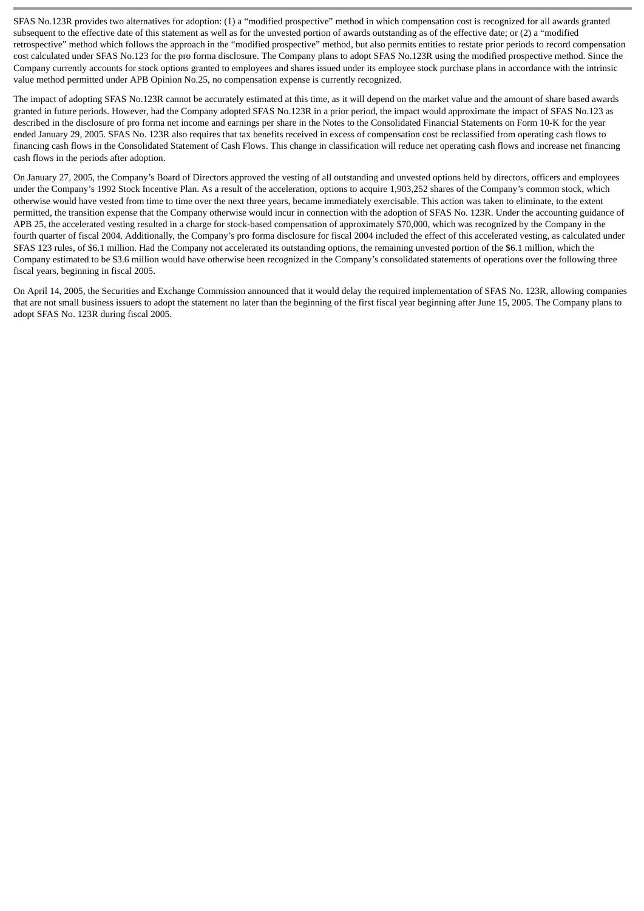SFAS No.123R provides two alternatives for adoption: (1) a "modified prospective" method in which compensation cost is recognized for all awards granted subsequent to the effective date of this statement as well as for the unvested portion of awards outstanding as of the effective date; or (2) a "modified retrospective" method which follows the approach in the "modified prospective" method, but also permits entities to restate prior periods to record compensation cost calculated under SFAS No.123 for the pro forma disclosure. The Company plans to adopt SFAS No.123R using the modified prospective method. Since the Company currently accounts for stock options granted to employees and shares issued under its employee stock purchase plans in accordance with the intrinsic value method permitted under APB Opinion No.25, no compensation expense is currently recognized.

The impact of adopting SFAS No.123R cannot be accurately estimated at this time, as it will depend on the market value and the amount of share based awards granted in future periods. However, had the Company adopted SFAS No.123R in a prior period, the impact would approximate the impact of SFAS No.123 as described in the disclosure of pro forma net income and earnings per share in the Notes to the Consolidated Financial Statements on Form 10-K for the year ended January 29, 2005. SFAS No. 123R also requires that tax benefits received in excess of compensation cost be reclassified from operating cash flows to financing cash flows in the Consolidated Statement of Cash Flows. This change in classification will reduce net operating cash flows and increase net financing cash flows in the periods after adoption.

On January 27, 2005, the Company's Board of Directors approved the vesting of all outstanding and unvested options held by directors, officers and employees under the Company's 1992 Stock Incentive Plan. As a result of the acceleration, options to acquire 1,903,252 shares of the Company's common stock, which otherwise would have vested from time to time over the next three years, became immediately exercisable. This action was taken to eliminate, to the extent permitted, the transition expense that the Company otherwise would incur in connection with the adoption of SFAS No. 123R. Under the accounting guidance of APB 25, the accelerated vesting resulted in a charge for stock-based compensation of approximately $70,000, which was recognized by the Company in the fourth quarter of fiscal 2004. Additionally, the Company's pro forma disclosure for fiscal 2004 included the effect of this accelerated vesting, as calculated under SFAS 123 rules, of $6.1 million. Had the Company not accelerated its outstanding options, the remaining unvested portion of the $6.1 million, which the Company estimated to be $3.6 million would have otherwise been recognized in the Company's consolidated statements of operations over the following three fiscal years, beginning in fiscal 2005.

On April 14, 2005, the Securities and Exchange Commission announced that it would delay the required implementation of SFAS No. 123R, allowing companies that are not small business issuers to adopt the statement no later than the beginning of the first fiscal year beginning after June 15, 2005. The Company plans to adopt SFAS No. 123R during fiscal 2005.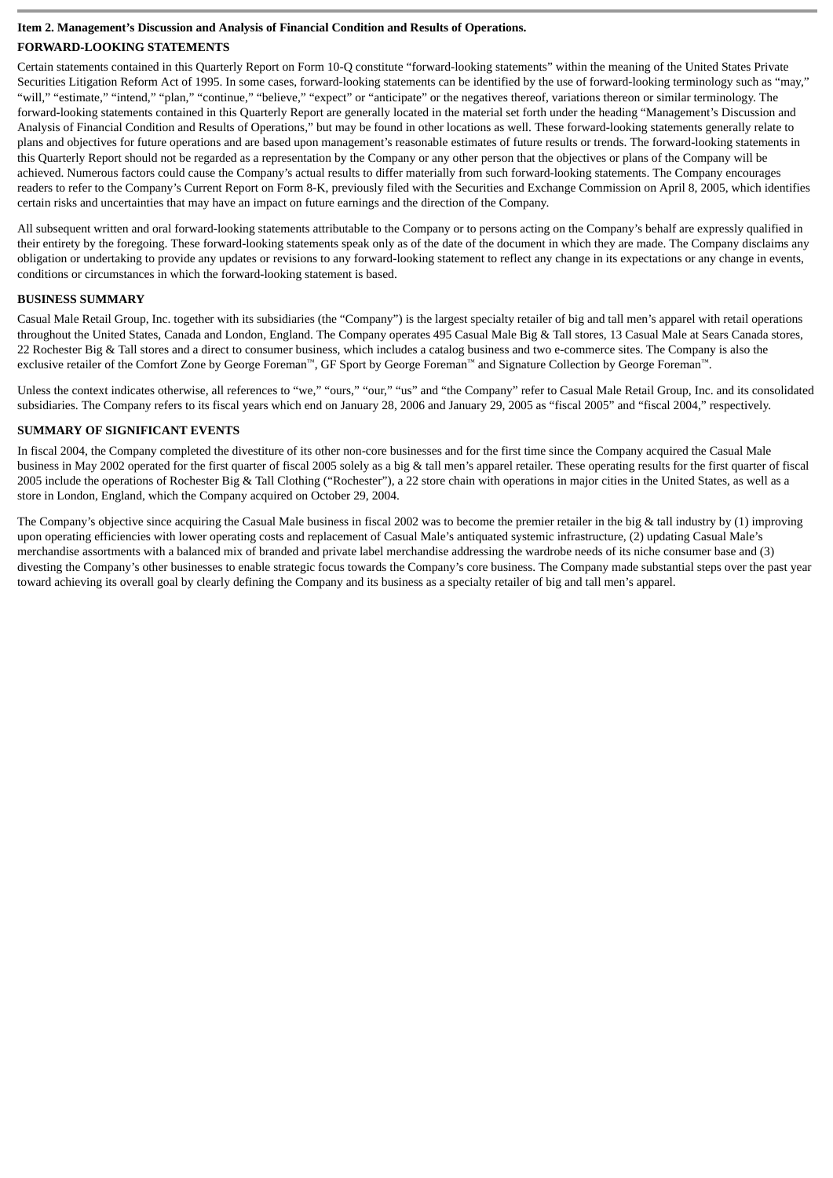**Item 2. Management's Discussion and Analysis of Financial Condition and Results of Operations.**

**FORWARD-LOOKING STATEMENTS**

Certain statements contained in this Quarterly Report on Form 10-Q constitute "forward-looking statements" within the meaning of the United States Private Securities Litigation Reform Act of 1995. In some cases, forward-looking statements can be identified by the use of forward-looking terminology such as "may," "will," "estimate," "intend," "plan," "continue," "believe," "expect" or "anticipate" or the negatives thereof, variations thereon or similar terminology. The forward-looking statements contained in this Quarterly Report are generally located in the material set forth under the heading "Management's Discussion and Analysis of Financial Condition and Results of Operations," but may be found in other locations as well. These forward-looking statements generally relate to plans and objectives for future operations and are based upon management's reasonable estimates of future results or trends. The forward-looking statements in this Quarterly Report should not be regarded as a representation by the Company or any other person that the objectives or plans of the Company will be achieved. Numerous factors could cause the Company's actual results to differ materially from such forward-looking statements. The Company encourages readers to refer to the Company's Current Report on Form 8-K, previously filed with the Securities and Exchange Commission on April 8, 2005, which identifies certain risks and uncertainties that may have an impact on future earnings and the direction of the Company.

All subsequent written and oral forward-looking statements attributable to the Company or to persons acting on the Company's behalf are expressly qualified in their entirety by the foregoing. These forward-looking statements speak only as of the date of the document in which they are made. The Company disclaims any obligation or undertaking to provide any updates or revisions to any forward-looking statement to reflect any change in its expectations or any change in events, conditions or circumstances in which the forward-looking statement is based.

**BUSINESS SUMMARY**

Casual Male Retail Group, Inc. together with its subsidiaries (the "Company") is the largest specialty retailer of big and tall men's apparel with retail operations throughout the United States, Canada and London, England. The Company operates 495 Casual Male Big & Tall stores, 13 Casual Male at Sears Canada stores, 22 Rochester Big & Tall stores and a direct to consumer business, which includes a catalog business and two e-commerce sites. The Company is also the exclusive retailer of the Comfort Zone by George Foreman™, GF Sport by George Foreman™ and Signature Collection by George Foreman™.

Unless the context indicates otherwise, all references to "we," "ours," "our," "us" and "the Company" refer to Casual Male Retail Group, Inc. and its consolidated subsidiaries. The Company refers to its fiscal years which end on January 28, 2006 and January 29, 2005 as "fiscal 2005" and "fiscal 2004," respectively.

**SUMMARY OF SIGNIFICANT EVENTS**

In fiscal 2004, the Company completed the divestiture of its other non-core businesses and for the first time since the Company acquired the Casual Male business in May 2002 operated for the first quarter of fiscal 2005 solely as a big & tall men's apparel retailer. These operating results for the first quarter of fiscal 2005 include the operations of Rochester Big & Tall Clothing ("Rochester"), a 22 store chain with operations in major cities in the United States, as well as a store in London, England, which the Company acquired on October 29, 2004.

The Company's objective since acquiring the Casual Male business in fiscal 2002 was to become the premier retailer in the big & tall industry by (1) improving upon operating efficiencies with lower operating costs and replacement of Casual Male's antiquated systemic infrastructure, (2) updating Casual Male's merchandise assortments with a balanced mix of branded and private label merchandise addressing the wardrobe needs of its niche consumer base and (3) divesting the Company's other businesses to enable strategic focus towards the Company's core business. The Company made substantial steps over the past year toward achieving its overall goal by clearly defining the Company and its business as a specialty retailer of big and tall men's apparel.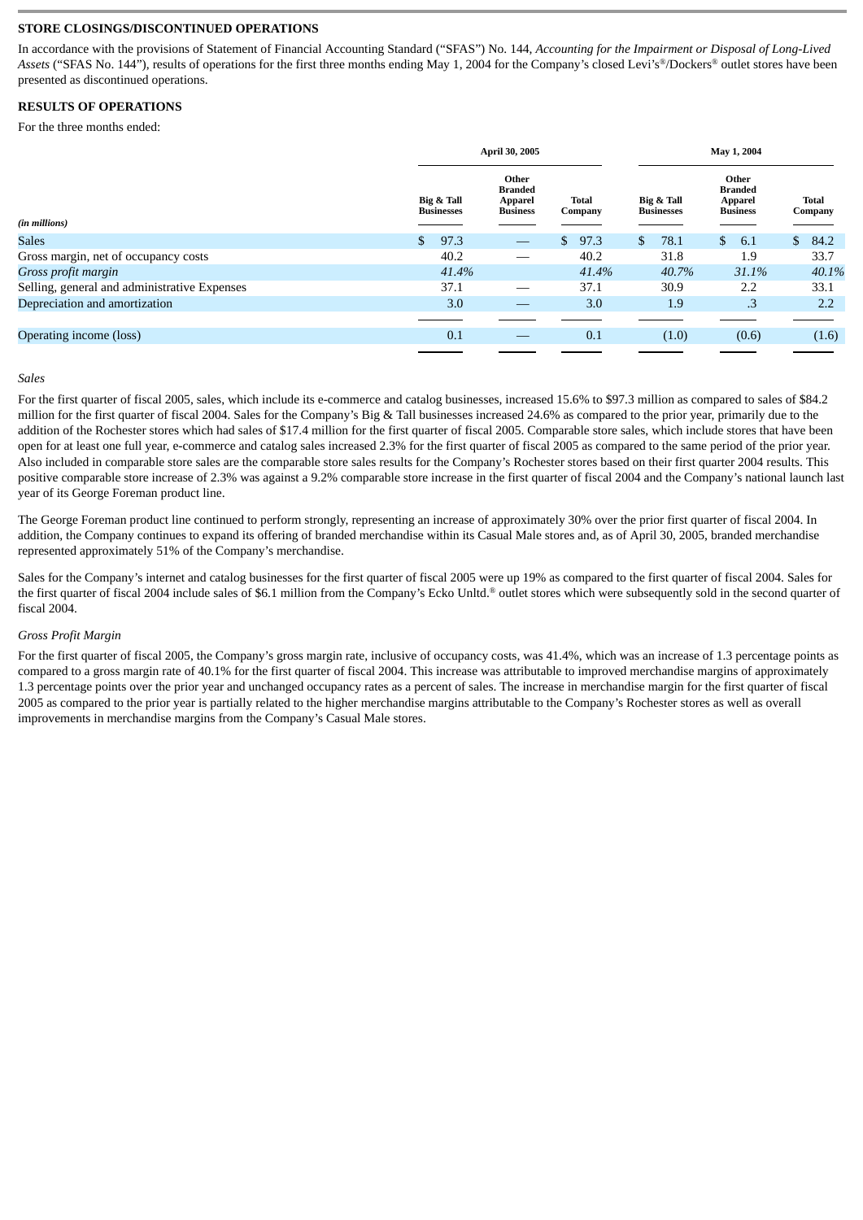## STORE CLOSINGS/DISCONTINUED OPERATIONS

In accordance with the provisions of Statement of Financial Accounting Standard ("SFAS") No. 144, *Accounting for the Impairment or Disposal of Long-Lived Assets* ("SFAS No. 144"), results of operations for the first three months ending May 1, 2004 for the Company's closed Levi's®/Dockers® outlet stores have been presented as discontinued operations.

## RESULTS OF OPERATIONS

For the three months ended:

| | April 30, 2005 | | | May 1, 2004 | | |
|---|---|---|---|---|---|---|
| *(in millions)* | Big & Tall Businesses | Other Branded Apparel Business | Total Company | Big & Tall Businesses | Other Branded Apparel Business | Total Company |
| Sales | $ 97.3 | — | $ 97.3 | $ 78.1 | $ 6.1 | $ 84.2 |
| Gross margin, net of occupancy costs | 40.2 | — | 40.2 | 31.8 | 1.9 | 33.7 |
| *Gross profit margin* | *41.4%* | | *41.4%* | *40.7%* | *31.1%* | *40.1%* |
| Selling, general and administrative Expenses | 37.1 | — | 37.1 | 30.9 | 2.2 | 33.1 |
| Depreciation and amortization | 3.0 | — | 3.0 | 1.9 | .3 | 2.2 |
| Operating income (loss) | 0.1 | — | 0.1 | (1.0) | (0.6) | (1.6) |

*Sales*

For the first quarter of fiscal 2005, sales, which include its e-commerce and catalog businesses, increased 15.6% to $97.3 million as compared to sales of $84.2 million for the first quarter of fiscal 2004. Sales for the Company's Big & Tall businesses increased 24.6% as compared to the prior year, primarily due to the addition of the Rochester stores which had sales of $17.4 million for the first quarter of fiscal 2005. Comparable store sales, which include stores that have been open for at least one full year, e-commerce and catalog sales increased 2.3% for the first quarter of fiscal 2005 as compared to the same period of the prior year. Also included in comparable store sales are the comparable store sales results for the Company's Rochester stores based on their first quarter 2004 results. This positive comparable store increase of 2.3% was against a 9.2% comparable store increase in the first quarter of fiscal 2004 and the Company's national launch last year of its George Foreman product line.

The George Foreman product line continued to perform strongly, representing an increase of approximately 30% over the prior first quarter of fiscal 2004. In addition, the Company continues to expand its offering of branded merchandise within its Casual Male stores and, as of April 30, 2005, branded merchandise represented approximately 51% of the Company's merchandise.

Sales for the Company's internet and catalog businesses for the first quarter of fiscal 2005 were up 19% as compared to the first quarter of fiscal 2004. Sales for the first quarter of fiscal 2004 include sales of $6.1 million from the Company's Ecko Unltd.® outlet stores which were subsequently sold in the second quarter of fiscal 2004.

*Gross Profit Margin*

For the first quarter of fiscal 2005, the Company's gross margin rate, inclusive of occupancy costs, was 41.4%, which was an increase of 1.3 percentage points as compared to a gross margin rate of 40.1% for the first quarter of fiscal 2004. This increase was attributable to improved merchandise margins of approximately 1.3 percentage points over the prior year and unchanged occupancy rates as a percent of sales. The increase in merchandise margin for the first quarter of fiscal 2005 as compared to the prior year is partially related to the higher merchandise margins attributable to the Company's Rochester stores as well as overall improvements in merchandise margins from the Company's Casual Male stores.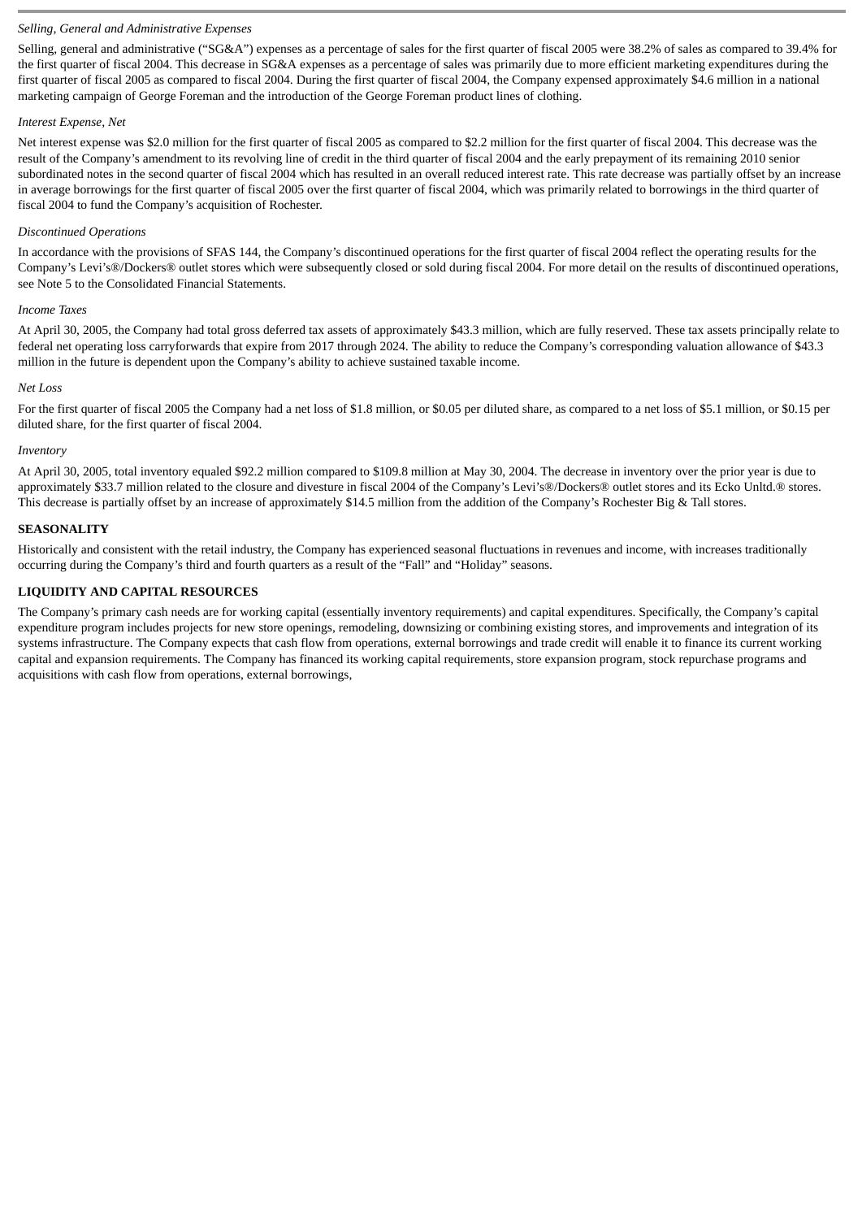*Selling, General and Administrative Expenses*

Selling, general and administrative ("SG&A") expenses as a percentage of sales for the first quarter of fiscal 2005 were 38.2% of sales as compared to 39.4% for the first quarter of fiscal 2004. This decrease in SG&A expenses as a percentage of sales was primarily due to more efficient marketing expenditures during the first quarter of fiscal 2005 as compared to fiscal 2004. During the first quarter of fiscal 2004, the Company expensed approximately $4.6 million in a national marketing campaign of George Foreman and the introduction of the George Foreman product lines of clothing.

*Interest Expense, Net*

Net interest expense was $2.0 million for the first quarter of fiscal 2005 as compared to $2.2 million for the first quarter of fiscal 2004. This decrease was the result of the Company's amendment to its revolving line of credit in the third quarter of fiscal 2004 and the early prepayment of its remaining 2010 senior subordinated notes in the second quarter of fiscal 2004 which has resulted in an overall reduced interest rate. This rate decrease was partially offset by an increase in average borrowings for the first quarter of fiscal 2005 over the first quarter of fiscal 2004, which was primarily related to borrowings in the third quarter of fiscal 2004 to fund the Company's acquisition of Rochester.

*Discontinued Operations*

In accordance with the provisions of SFAS 144, the Company's discontinued operations for the first quarter of fiscal 2004 reflect the operating results for the Company's Levi's®/Dockers® outlet stores which were subsequently closed or sold during fiscal 2004. For more detail on the results of discontinued operations, see Note 5 to the Consolidated Financial Statements.

*Income Taxes*

At April 30, 2005, the Company had total gross deferred tax assets of approximately $43.3 million, which are fully reserved. These tax assets principally relate to federal net operating loss carryforwards that expire from 2017 through 2024. The ability to reduce the Company's corresponding valuation allowance of $43.3 million in the future is dependent upon the Company's ability to achieve sustained taxable income.

*Net Loss*

For the first quarter of fiscal 2005 the Company had a net loss of $1.8 million, or $0.05 per diluted share, as compared to a net loss of $5.1 million, or $0.15 per diluted share, for the first quarter of fiscal 2004.

*Inventory*

At April 30, 2005, total inventory equaled $92.2 million compared to $109.8 million at May 30, 2004. The decrease in inventory over the prior year is due to approximately $33.7 million related to the closure and divesture in fiscal 2004 of the Company's Levi's®/Dockers® outlet stores and its Ecko Unltd.® stores. This decrease is partially offset by an increase of approximately $14.5 million from the addition of the Company's Rochester Big & Tall stores.

**SEASONALITY**

Historically and consistent with the retail industry, the Company has experienced seasonal fluctuations in revenues and income, with increases traditionally occurring during the Company's third and fourth quarters as a result of the "Fall" and "Holiday" seasons.

**LIQUIDITY AND CAPITAL RESOURCES**

The Company's primary cash needs are for working capital (essentially inventory requirements) and capital expenditures. Specifically, the Company's capital expenditure program includes projects for new store openings, remodeling, downsizing or combining existing stores, and improvements and integration of its systems infrastructure. The Company expects that cash flow from operations, external borrowings and trade credit will enable it to finance its current working capital and expansion requirements. The Company has financed its working capital requirements, store expansion program, stock repurchase programs and acquisitions with cash flow from operations, external borrowings,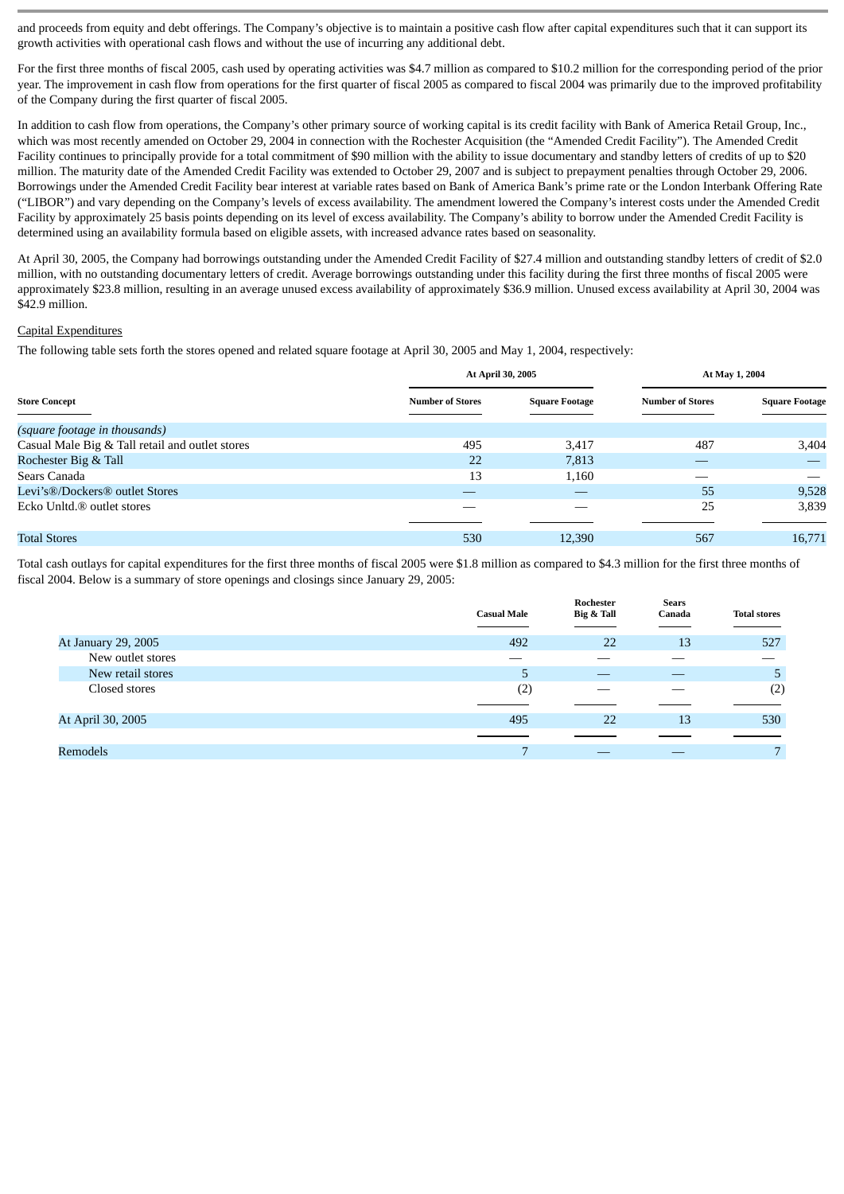and proceeds from equity and debt offerings. The Company's objective is to maintain a positive cash flow after capital expenditures such that it can support its growth activities with operational cash flows and without the use of incurring any additional debt.

For the first three months of fiscal 2005, cash used by operating activities was $4.7 million as compared to $10.2 million for the corresponding period of the prior year. The improvement in cash flow from operations for the first quarter of fiscal 2005 as compared to fiscal 2004 was primarily due to the improved profitability of the Company during the first quarter of fiscal 2005.

In addition to cash flow from operations, the Company's other primary source of working capital is its credit facility with Bank of America Retail Group, Inc., which was most recently amended on October 29, 2004 in connection with the Rochester Acquisition (the "Amended Credit Facility"). The Amended Credit Facility continues to principally provide for a total commitment of $90 million with the ability to issue documentary and standby letters of credits of up to $20 million. The maturity date of the Amended Credit Facility was extended to October 29, 2007 and is subject to prepayment penalties through October 29, 2006. Borrowings under the Amended Credit Facility bear interest at variable rates based on Bank of America Bank's prime rate or the London Interbank Offering Rate ("LIBOR") and vary depending on the Company's levels of excess availability. The amendment lowered the Company's interest costs under the Amended Credit Facility by approximately 25 basis points depending on its level of excess availability. The Company's ability to borrow under the Amended Credit Facility is determined using an availability formula based on eligible assets, with increased advance rates based on seasonality.

At April 30, 2005, the Company had borrowings outstanding under the Amended Credit Facility of $27.4 million and outstanding standby letters of credit of $2.0 million, with no outstanding documentary letters of credit. Average borrowings outstanding under this facility during the first three months of fiscal 2005 were approximately $23.8 million, resulting in an average unused excess availability of approximately $36.9 million. Unused excess availability at April 30, 2004 was $42.9 million.

Capital Expenditures

The following table sets forth the stores opened and related square footage at April 30, 2005 and May 1, 2004, respectively:

| Store Concept | At April 30, 2005 | | At May 1, 2004 | |
|---|---|---|---|---|
| | Number of Stores | Square Footage | Number of Stores | Square Footage |
| *(square footage in thousands)* | | | | |
| Casual Male Big & Tall retail and outlet stores | 495 | 3,417 | 487 | 3,404 |
| Rochester Big & Tall | 22 | 7,813 | — | — |
| Sears Canada | 13 | 1,160 | — | — |
| Levi's®/Dockers® outlet Stores | — | — | 55 | 9,528 |
| Ecko Unltd.® outlet stores | — | — | 25 | 3,839 |
| Total Stores | 530 | 12,390 | 567 | 16,771 |

Total cash outlays for capital expenditures for the first three months of fiscal 2005 were $1.8 million as compared to $4.3 million for the first three months of fiscal 2004. Below is a summary of store openings and closings since January 29, 2005:

| | Casual Male | Rochester Big & Tall | Sears Canada | Total stores |
|---|---|---|---|---|
| At January 29, 2005 | 492 | 22 | 13 | 527 |
| New outlet stores | — | — | — | — |
| New retail stores | 5 | — | — | 5 |
| Closed stores | (2) | — | — | (2) |
| At April 30, 2005 | 495 | 22 | 13 | 530 |
| Remodels | 7 | — | — | 7 |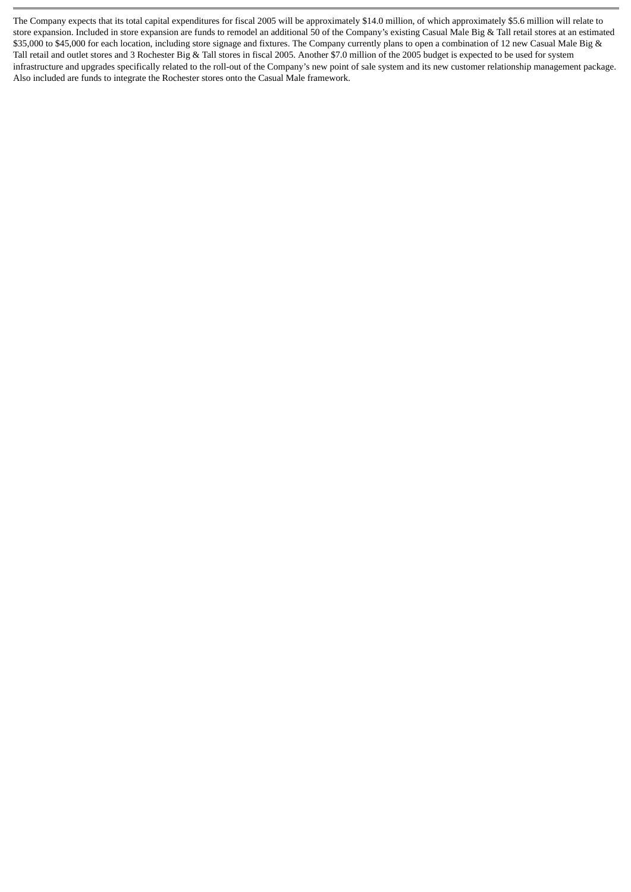The Company expects that its total capital expenditures for fiscal 2005 will be approximately $14.0 million, of which approximately $5.6 million will relate to store expansion. Included in store expansion are funds to remodel an additional 50 of the Company's existing Casual Male Big & Tall retail stores at an estimated $35,000 to $45,000 for each location, including store signage and fixtures. The Company currently plans to open a combination of 12 new Casual Male Big & Tall retail and outlet stores and 3 Rochester Big & Tall stores in fiscal 2005. Another $7.0 million of the 2005 budget is expected to be used for system infrastructure and upgrades specifically related to the roll-out of the Company's new point of sale system and its new customer relationship management package. Also included are funds to integrate the Rochester stores onto the Casual Male framework.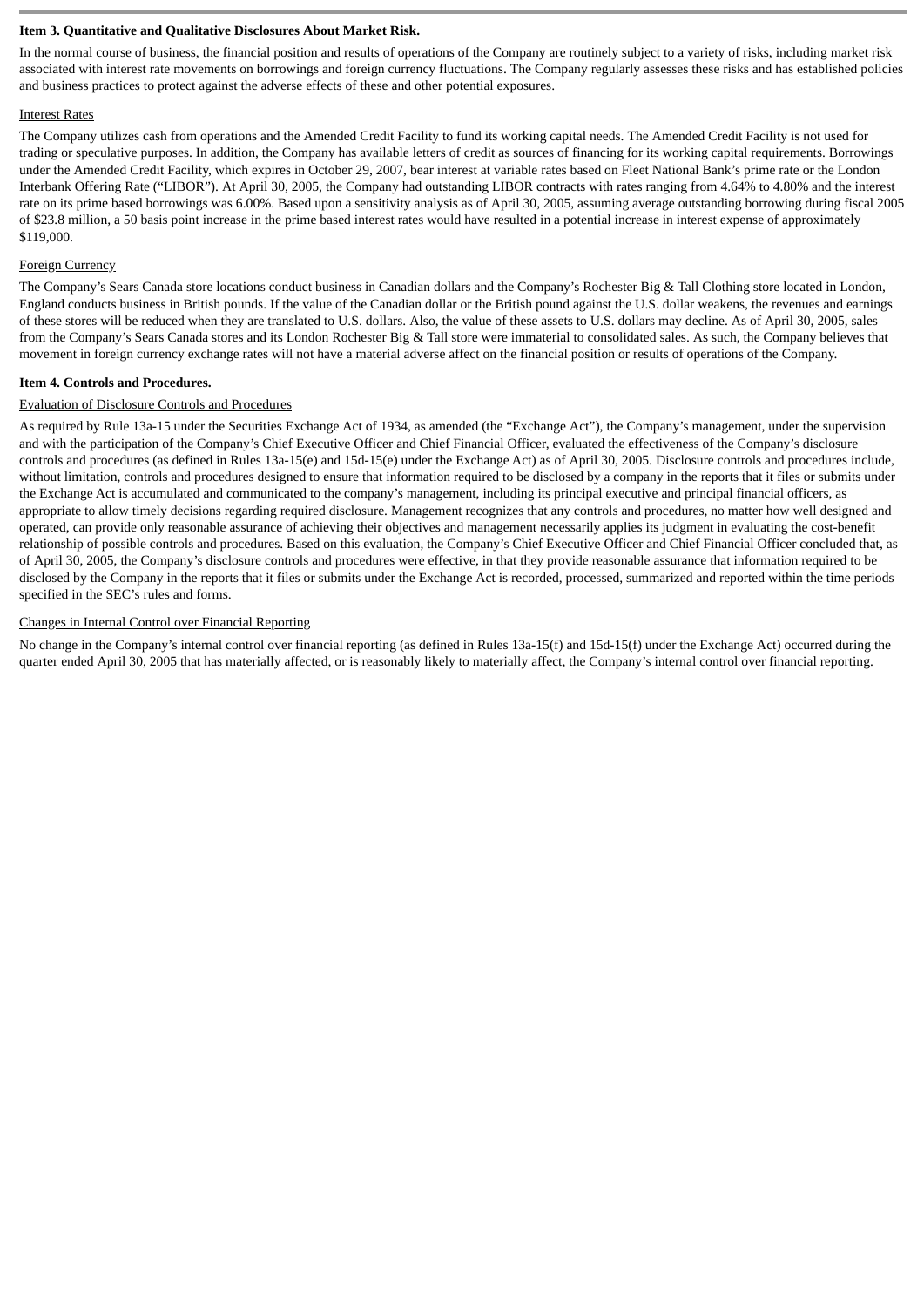**Item 3. Quantitative and Qualitative Disclosures About Market Risk.**

In the normal course of business, the financial position and results of operations of the Company are routinely subject to a variety of risks, including market risk associated with interest rate movements on borrowings and foreign currency fluctuations. The Company regularly assesses these risks and has established policies and business practices to protect against the adverse effects of these and other potential exposures.

Interest Rates

The Company utilizes cash from operations and the Amended Credit Facility to fund its working capital needs. The Amended Credit Facility is not used for trading or speculative purposes. In addition, the Company has available letters of credit as sources of financing for its working capital requirements. Borrowings under the Amended Credit Facility, which expires in October 29, 2007, bear interest at variable rates based on Fleet National Bank's prime rate or the London Interbank Offering Rate ("LIBOR"). At April 30, 2005, the Company had outstanding LIBOR contracts with rates ranging from 4.64% to 4.80% and the interest rate on its prime based borrowings was 6.00%. Based upon a sensitivity analysis as of April 30, 2005, assuming average outstanding borrowing during fiscal 2005 of $23.8 million, a 50 basis point increase in the prime based interest rates would have resulted in a potential increase in interest expense of approximately $119,000.

Foreign Currency

The Company's Sears Canada store locations conduct business in Canadian dollars and the Company's Rochester Big & Tall Clothing store located in London, England conducts business in British pounds. If the value of the Canadian dollar or the British pound against the U.S. dollar weakens, the revenues and earnings of these stores will be reduced when they are translated to U.S. dollars. Also, the value of these assets to U.S. dollars may decline. As of April 30, 2005, sales from the Company's Sears Canada stores and its London Rochester Big & Tall store were immaterial to consolidated sales. As such, the Company believes that movement in foreign currency exchange rates will not have a material adverse affect on the financial position or results of operations of the Company.

**Item 4. Controls and Procedures.**

Evaluation of Disclosure Controls and Procedures

As required by Rule 13a-15 under the Securities Exchange Act of 1934, as amended (the "Exchange Act"), the Company's management, under the supervision and with the participation of the Company's Chief Executive Officer and Chief Financial Officer, evaluated the effectiveness of the Company's disclosure controls and procedures (as defined in Rules 13a-15(e) and 15d-15(e) under the Exchange Act) as of April 30, 2005. Disclosure controls and procedures include, without limitation, controls and procedures designed to ensure that information required to be disclosed by a company in the reports that it files or submits under the Exchange Act is accumulated and communicated to the company's management, including its principal executive and principal financial officers, as appropriate to allow timely decisions regarding required disclosure. Management recognizes that any controls and procedures, no matter how well designed and operated, can provide only reasonable assurance of achieving their objectives and management necessarily applies its judgment in evaluating the cost-benefit relationship of possible controls and procedures. Based on this evaluation, the Company's Chief Executive Officer and Chief Financial Officer concluded that, as of April 30, 2005, the Company's disclosure controls and procedures were effective, in that they provide reasonable assurance that information required to be disclosed by the Company in the reports that it files or submits under the Exchange Act is recorded, processed, summarized and reported within the time periods specified in the SEC's rules and forms.

Changes in Internal Control over Financial Reporting

No change in the Company's internal control over financial reporting (as defined in Rules 13a-15(f) and 15d-15(f) under the Exchange Act) occurred during the quarter ended April 30, 2005 that has materially affected, or is reasonably likely to materially affect, the Company's internal control over financial reporting.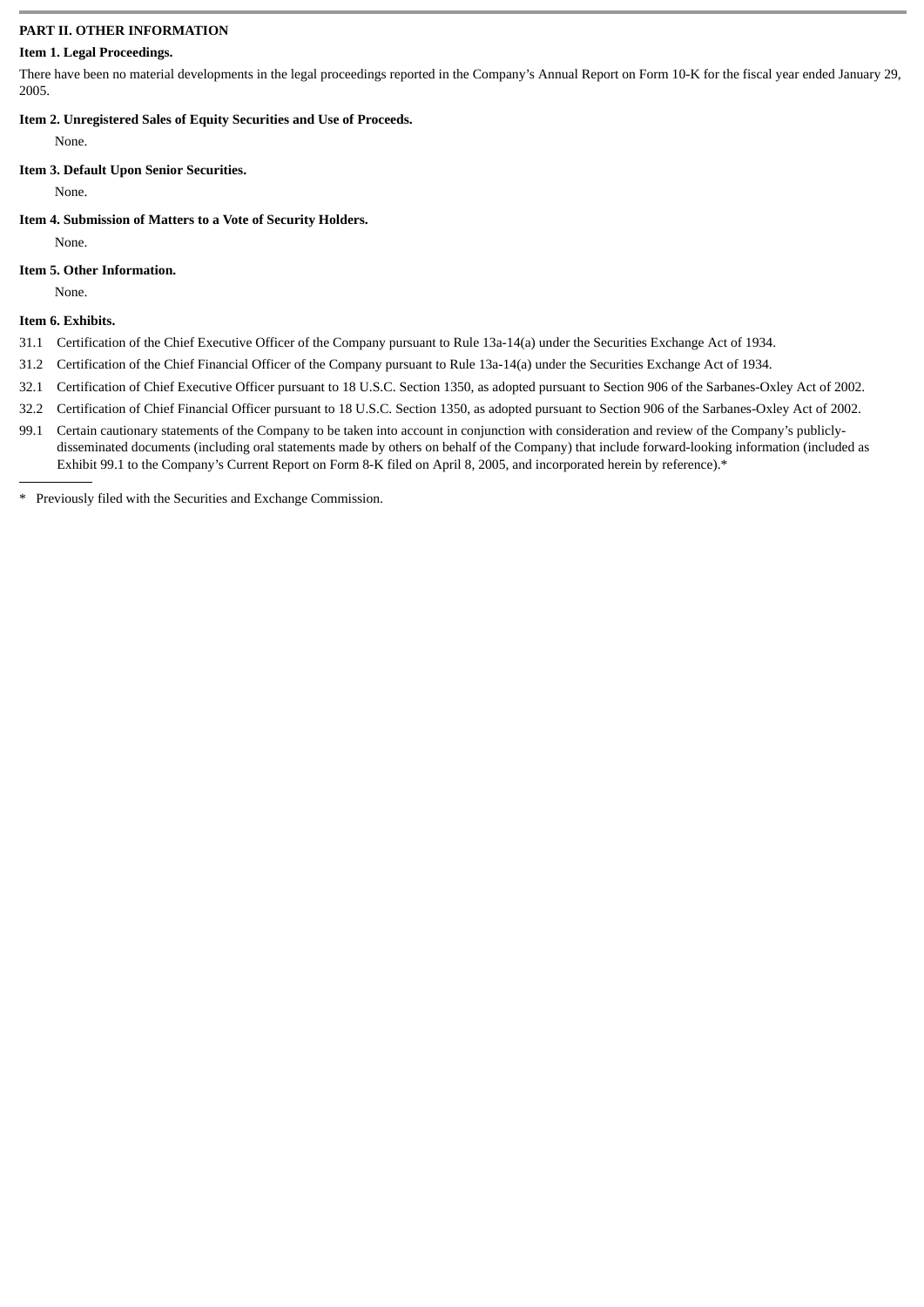## PART II. OTHER INFORMATION

### Item 1. Legal Proceedings.

There have been no material developments in the legal proceedings reported in the Company's Annual Report on Form 10-K for the fiscal year ended January 29, 2005.

### Item 2. Unregistered Sales of Equity Securities and Use of Proceeds.

None.

### Item 3. Default Upon Senior Securities.

None.

### Item 4. Submission of Matters to a Vote of Security Holders.

None.

### Item 5. Other Information.

None.

### Item 6. Exhibits.

31.1 Certification of the Chief Executive Officer of the Company pursuant to Rule 13a-14(a) under the Securities Exchange Act of 1934.

31.2 Certification of the Chief Financial Officer of the Company pursuant to Rule 13a-14(a) under the Securities Exchange Act of 1934.

32.1 Certification of Chief Executive Officer pursuant to 18 U.S.C. Section 1350, as adopted pursuant to Section 906 of the Sarbanes-Oxley Act of 2002.

32.2 Certification of Chief Financial Officer pursuant to 18 U.S.C. Section 1350, as adopted pursuant to Section 906 of the Sarbanes-Oxley Act of 2002.

99.1 Certain cautionary statements of the Company to be taken into account in conjunction with consideration and review of the Company's publicly-disseminated documents (including oral statements made by others on behalf of the Company) that include forward-looking information (included as Exhibit 99.1 to the Company's Current Report on Form 8-K filed on April 8, 2005, and incorporated herein by reference).*

---

\* Previously filed with the Securities and Exchange Commission.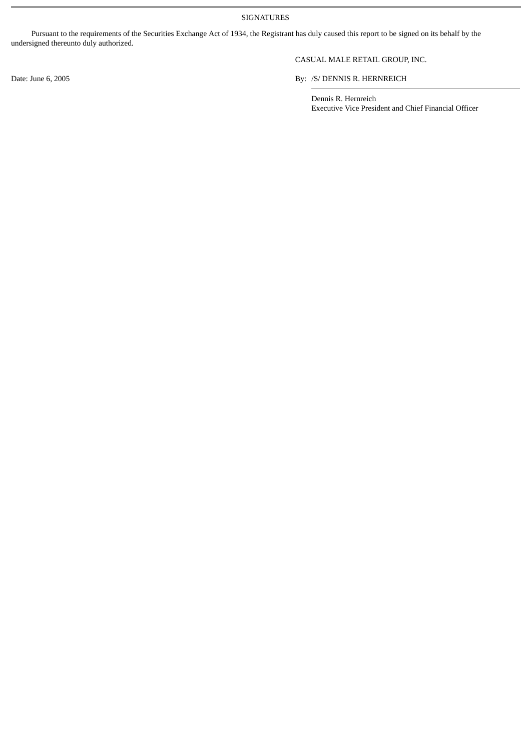SIGNATURES

Pursuant to the requirements of the Securities Exchange Act of 1934, the Registrant has duly caused this report to be signed on its behalf by the undersigned thereunto duly authorized.

CASUAL MALE RETAIL GROUP, INC.

Date: June 6, 2005

By: /S/ DENNIS R. HERNREICH

Dennis R. Hernreich
Executive Vice President and Chief Financial Officer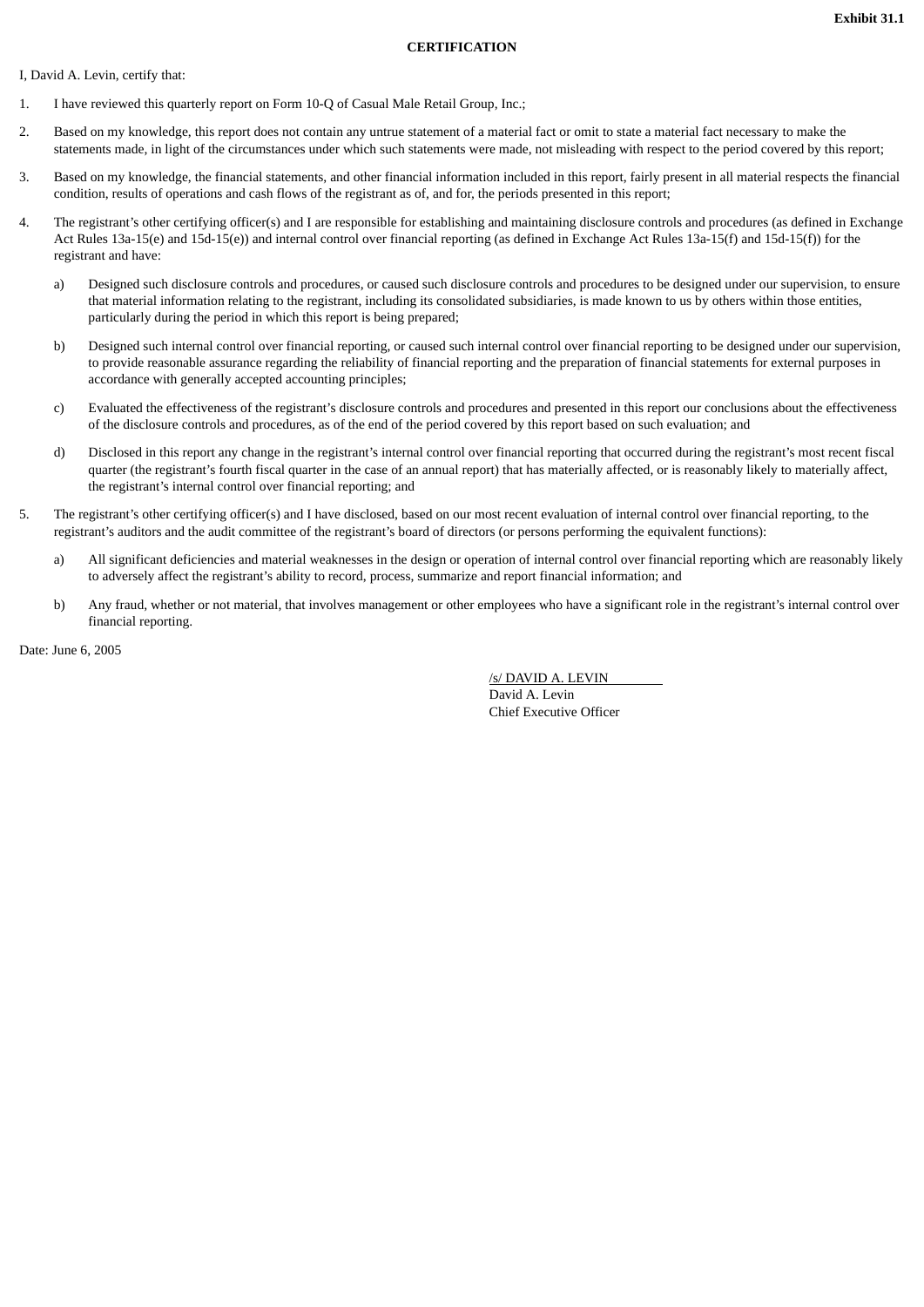**Exhibit 31.1**

**CERTIFICATION**

I, David A. Levin, certify that:

1. I have reviewed this quarterly report on Form 10-Q of Casual Male Retail Group, Inc.;

2. Based on my knowledge, this report does not contain any untrue statement of a material fact or omit to state a material fact necessary to make the statements made, in light of the circumstances under which such statements were made, not misleading with respect to the period covered by this report;

3. Based on my knowledge, the financial statements, and other financial information included in this report, fairly present in all material respects the financial condition, results of operations and cash flows of the registrant as of, and for, the periods presented in this report;

4. The registrant's other certifying officer(s) and I are responsible for establishing and maintaining disclosure controls and procedures (as defined in Exchange Act Rules 13a-15(e) and 15d-15(e)) and internal control over financial reporting (as defined in Exchange Act Rules 13a-15(f) and 15d-15(f)) for the registrant and have:

   a) Designed such disclosure controls and procedures, or caused such disclosure controls and procedures to be designed under our supervision, to ensure that material information relating to the registrant, including its consolidated subsidiaries, is made known to us by others within those entities, particularly during the period in which this report is being prepared;

   b) Designed such internal control over financial reporting, or caused such internal control over financial reporting to be designed under our supervision, to provide reasonable assurance regarding the reliability of financial reporting and the preparation of financial statements for external purposes in accordance with generally accepted accounting principles;

   c) Evaluated the effectiveness of the registrant's disclosure controls and procedures and presented in this report our conclusions about the effectiveness of the disclosure controls and procedures, as of the end of the period covered by this report based on such evaluation; and

   d) Disclosed in this report any change in the registrant's internal control over financial reporting that occurred during the registrant's most recent fiscal quarter (the registrant's fourth fiscal quarter in the case of an annual report) that has materially affected, or is reasonably likely to materially affect, the registrant's internal control over financial reporting; and

5. The registrant's other certifying officer(s) and I have disclosed, based on our most recent evaluation of internal control over financial reporting, to the registrant's auditors and the audit committee of the registrant's board of directors (or persons performing the equivalent functions):

   a) All significant deficiencies and material weaknesses in the design or operation of internal control over financial reporting which are reasonably likely to adversely affect the registrant's ability to record, process, summarize and report financial information; and

   b) Any fraud, whether or not material, that involves management or other employees who have a significant role in the registrant's internal control over financial reporting.

Date: June 6, 2005

/s/ DAVID A. LEVIN
David A. Levin
Chief Executive Officer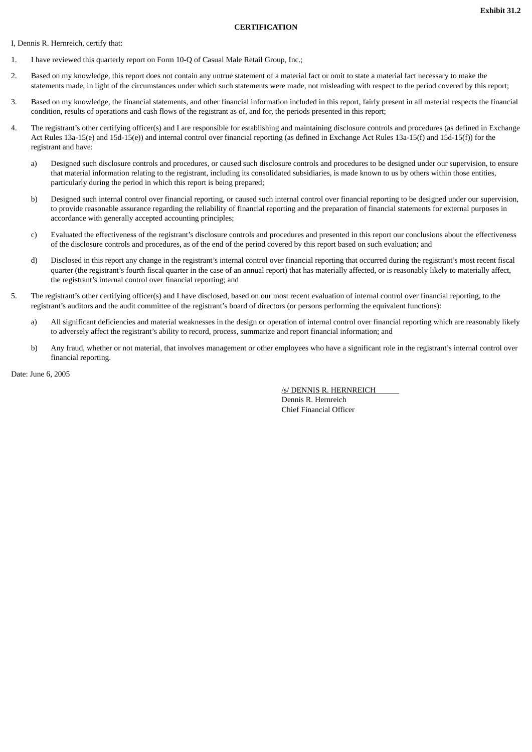**Exhibit 31.2**

**CERTIFICATION**

I, Dennis R. Hernreich, certify that:

1. I have reviewed this quarterly report on Form 10-Q of Casual Male Retail Group, Inc.;

2. Based on my knowledge, this report does not contain any untrue statement of a material fact or omit to state a material fact necessary to make the statements made, in light of the circumstances under which such statements were made, not misleading with respect to the period covered by this report;

3. Based on my knowledge, the financial statements, and other financial information included in this report, fairly present in all material respects the financial condition, results of operations and cash flows of the registrant as of, and for, the periods presented in this report;

4. The registrant's other certifying officer(s) and I are responsible for establishing and maintaining disclosure controls and procedures (as defined in Exchange Act Rules 13a-15(e) and 15d-15(e)) and internal control over financial reporting (as defined in Exchange Act Rules 13a-15(f) and 15d-15(f)) for the registrant and have:

   a) Designed such disclosure controls and procedures, or caused such disclosure controls and procedures to be designed under our supervision, to ensure that material information relating to the registrant, including its consolidated subsidiaries, is made known to us by others within those entities, particularly during the period in which this report is being prepared;

   b) Designed such internal control over financial reporting, or caused such internal control over financial reporting to be designed under our supervision, to provide reasonable assurance regarding the reliability of financial reporting and the preparation of financial statements for external purposes in accordance with generally accepted accounting principles;

   c) Evaluated the effectiveness of the registrant's disclosure controls and procedures and presented in this report our conclusions about the effectiveness of the disclosure controls and procedures, as of the end of the period covered by this report based on such evaluation; and

   d) Disclosed in this report any change in the registrant's internal control over financial reporting that occurred during the registrant's most recent fiscal quarter (the registrant's fourth fiscal quarter in the case of an annual report) that has materially affected, or is reasonably likely to materially affect, the registrant's internal control over financial reporting; and

5. The registrant's other certifying officer(s) and I have disclosed, based on our most recent evaluation of internal control over financial reporting, to the registrant's auditors and the audit committee of the registrant's board of directors (or persons performing the equivalent functions):

   a) All significant deficiencies and material weaknesses in the design or operation of internal control over financial reporting which are reasonably likely to adversely affect the registrant's ability to record, process, summarize and report financial information; and

   b) Any fraud, whether or not material, that involves management or other employees who have a significant role in the registrant's internal control over financial reporting.

Date: June 6, 2005

/s/ DENNIS R. HERNREICH
Dennis R. Hernreich
Chief Financial Officer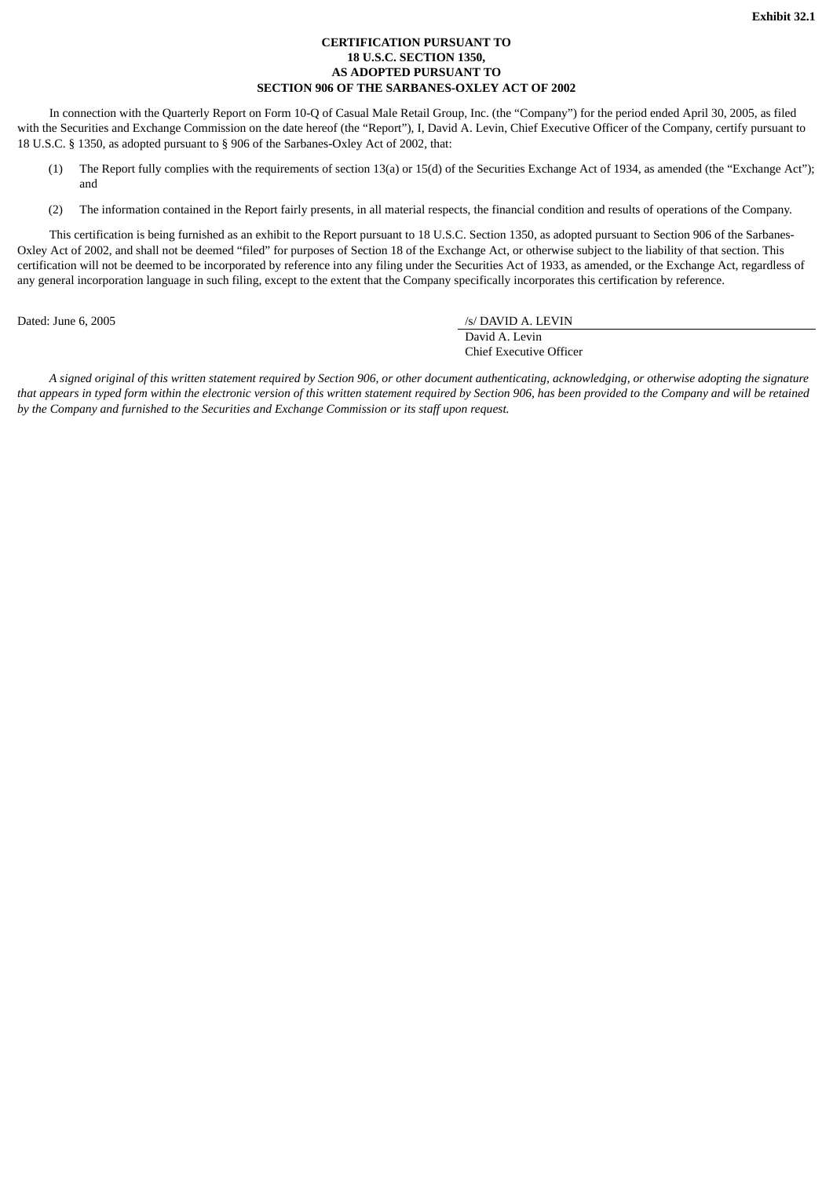**Exhibit 32.1**

**CERTIFICATION PURSUANT TO**
**18 U.S.C. SECTION 1350,**
**AS ADOPTED PURSUANT TO**
**SECTION 906 OF THE SARBANES-OXLEY ACT OF 2002**

In connection with the Quarterly Report on Form 10-Q of Casual Male Retail Group, Inc. (the "Company") for the period ended April 30, 2005, as filed with the Securities and Exchange Commission on the date hereof (the "Report"), I, David A. Levin, Chief Executive Officer of the Company, certify pursuant to 18 U.S.C. § 1350, as adopted pursuant to § 906 of the Sarbanes-Oxley Act of 2002, that:

(1) The Report fully complies with the requirements of section 13(a) or 15(d) of the Securities Exchange Act of 1934, as amended (the "Exchange Act"); and

(2) The information contained in the Report fairly presents, in all material respects, the financial condition and results of operations of the Company.

This certification is being furnished as an exhibit to the Report pursuant to 18 U.S.C. Section 1350, as adopted pursuant to Section 906 of the Sarbanes-Oxley Act of 2002, and shall not be deemed "filed" for purposes of Section 18 of the Exchange Act, or otherwise subject to the liability of that section. This certification will not be deemed to be incorporated by reference into any filing under the Securities Act of 1933, as amended, or the Exchange Act, regardless of any general incorporation language in such filing, except to the extent that the Company specifically incorporates this certification by reference.

Dated: June 6, 2005

/s/ DAVID A. LEVIN
David A. Levin
Chief Executive Officer

*A signed original of this written statement required by Section 906, or other document authenticating, acknowledging, or otherwise adopting the signature that appears in typed form within the electronic version of this written statement required by Section 906, has been provided to the Company and will be retained by the Company and furnished to the Securities and Exchange Commission or its staff upon request.*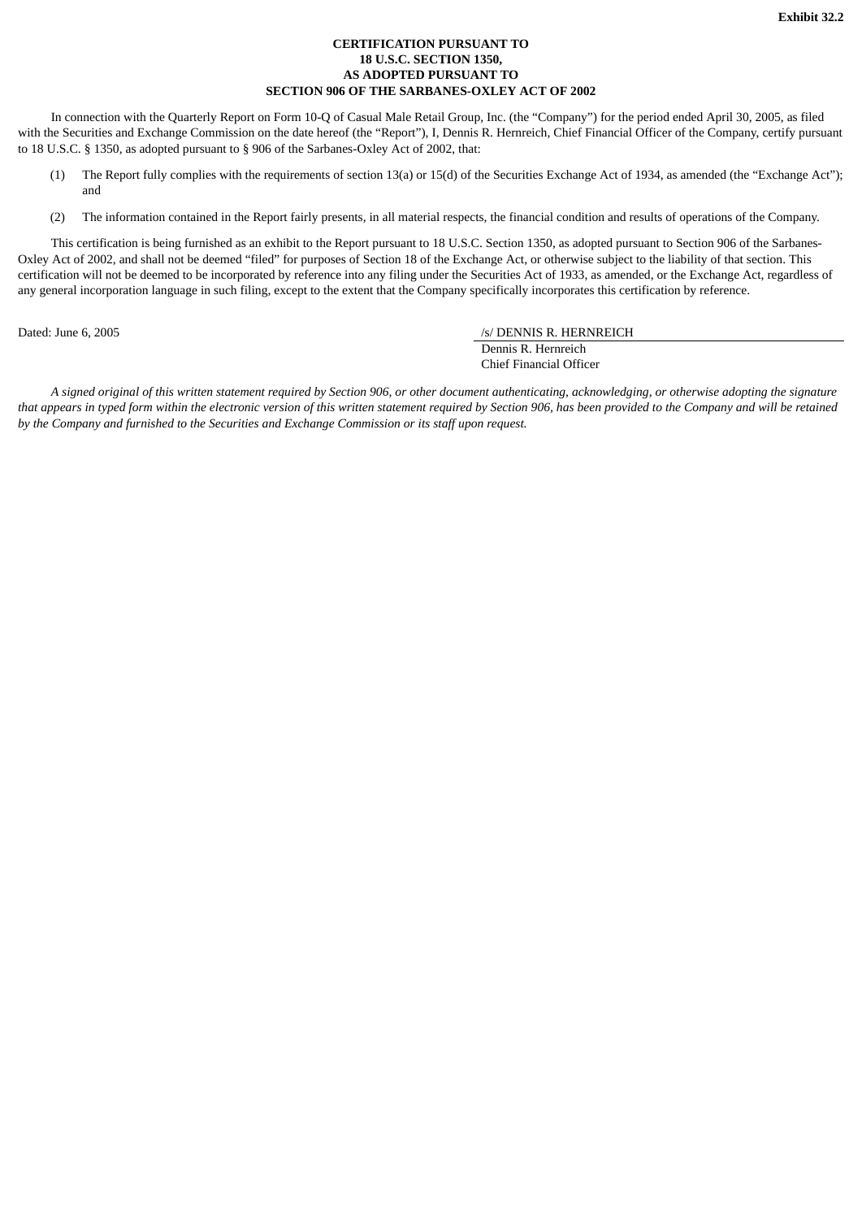Exhibit 32.2

**CERTIFICATION PURSUANT TO**
**18 U.S.C. SECTION 1350,**
**AS ADOPTED PURSUANT TO**
**SECTION 906 OF THE SARBANES-OXLEY ACT OF 2002**

In connection with the Quarterly Report on Form 10-Q of Casual Male Retail Group, Inc. (the "Company") for the period ended April 30, 2005, as filed with the Securities and Exchange Commission on the date hereof (the "Report"), I, Dennis R. Hernreich, Chief Financial Officer of the Company, certify pursuant to 18 U.S.C. § 1350, as adopted pursuant to § 906 of the Sarbanes-Oxley Act of 2002, that:

(1) The Report fully complies with the requirements of section 13(a) or 15(d) of the Securities Exchange Act of 1934, as amended (the "Exchange Act"); and

(2) The information contained in the Report fairly presents, in all material respects, the financial condition and results of operations of the Company.

This certification is being furnished as an exhibit to the Report pursuant to 18 U.S.C. Section 1350, as adopted pursuant to Section 906 of the Sarbanes-Oxley Act of 2002, and shall not be deemed "filed" for purposes of Section 18 of the Exchange Act, or otherwise subject to the liability of that section. This certification will not be deemed to be incorporated by reference into any filing under the Securities Act of 1933, as amended, or the Exchange Act, regardless of any general incorporation language in such filing, except to the extent that the Company specifically incorporates this certification by reference.

Dated: June 6, 2005

/s/ DENNIS R. HERNREICH
Dennis R. Hernreich
Chief Financial Officer

*A signed original of this written statement required by Section 906, or other document authenticating, acknowledging, or otherwise adopting the signature that appears in typed form within the electronic version of this written statement required by Section 906, has been provided to the Company and will be retained by the Company and furnished to the Securities and Exchange Commission or its staff upon request.*